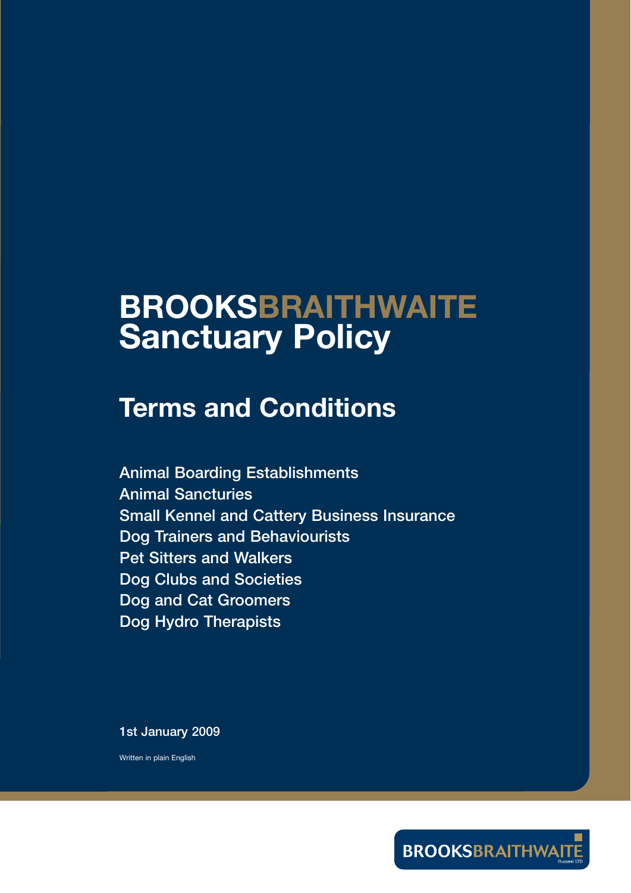# BROOKSBRAITHWAITE Sanctuary Policy

## Terms and Conditions

Animal Boarding Establishments
Animal Sancturies
Small Kennel and Cattery Business Insurance
Dog Trainers and Behaviourists
Pet Sitters and Walkers
Dog Clubs and Societies
Dog and Cat Groomers
Dog Hydro Therapists

1st January 2009

Written in plain English

BROOKSBRAITHWAITE (Sussex) LTD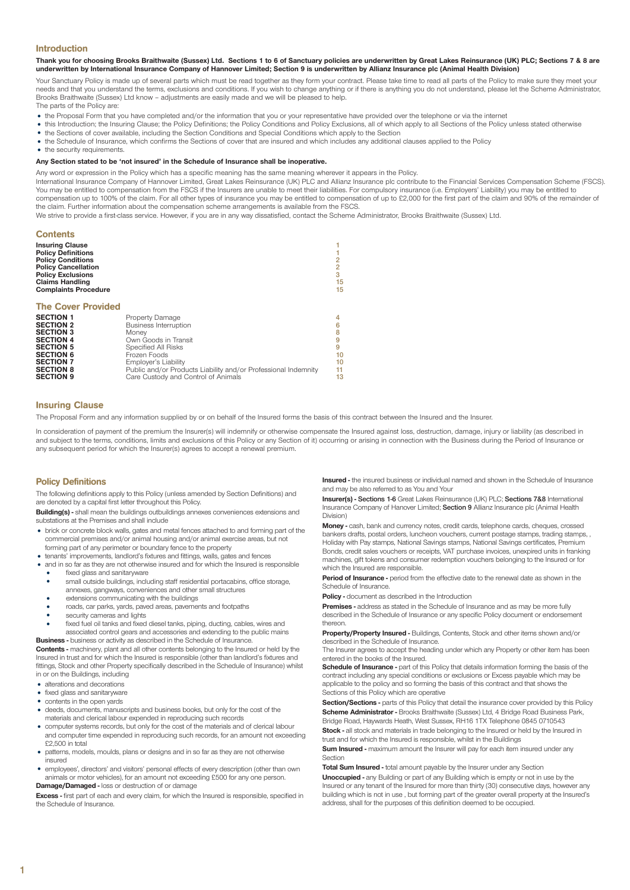## Introduction

**Thank you for choosing Brooks Braithwaite (Sussex) Ltd. Sections 1 to 6 of Sanctuary policies are underwritten by Great Lakes Reinsurance (UK) PLC; Sections 7 & 8 are underwritten by International Insurance Company of Hannover Limited; Section 9 is underwritten by Allianz Insurance plc (Animal Health Division)**

Your Sanctuary Policy is made up of several parts which must be read together as they form your contract. Please take time to read all parts of the Policy to make sure they meet your needs and that you understand the terms, exclusions and conditions. If you wish to change anything or if there is anything you do not understand, please let the Scheme Administrator, Brooks Braithwaite (Sussex) Ltd know – adjustments are easily made and we will be pleased to help.

The parts of the Policy are:

- the Proposal Form that you have completed and/or the information that you or your representative have provided over the telephone or via the internet
- this Introduction; the Insuring Clause; the Policy Definitions; the Policy Conditions and Policy Exclusions, all of which apply to all Sections of the Policy unless stated otherwise
- the Sections of cover available, including the Section Conditions and Special Conditions which apply to the Section
- the Schedule of Insurance, which confirms the Sections of cover that are insured and which includes any additional clauses applied to the Policy
- the security requirements.

**Any Section stated to be 'not insured' in the Schedule of Insurance shall be inoperative.**

Any word or expression in the Policy which has a specific meaning has the same meaning wherever it appears in the Policy.

International Insurance Company of Hannover Limited, Great Lakes Reinsurance (UK) PLC and Allianz Insurance plc contribute to the Financial Services Compensation Scheme (FSCS). You may be entitled to compensation from the FSCS if the Insurers are unable to meet their liabilities. For compulsory insurance (i.e. Employers' Liability) you may be entitled to compensation up to 100% of the claim. For all other types of insurance you may be entitled to compensation of up to £2,000 for the first part of the claim and 90% of the remainder of the claim. Further information about the compensation scheme arrangements is available from the FSCS.

We strive to provide a first-class service. However, if you are in any way dissatisfied, contact the Scheme Administrator, Brooks Braithwaite (Sussex) Ltd.

## Contents

| | |
|---|---|
| **Insuring Clause** | 1 |
| **Policy Definitions** | 1 |
| **Policy Conditions** | 2 |
| **Policy Cancellation** | 2 |
| **Policy Exclusions** | 3 |
| **Claims Handling** | 15 |
| **Complaints Procedure** | 15 |

## The Cover Provided

| | | |
|---|---|---|
| **SECTION 1** | Property Damage | 4 |
| **SECTION 2** | Business Interruption | 6 |
| **SECTION 3** | Money | 8 |
| **SECTION 4** | Own Goods in Transit | 9 |
| **SECTION 5** | Specified All Risks | 9 |
| **SECTION 6** | Frozen Foods | 10 |
| **SECTION 7** | Employer's Liability | 10 |
| **SECTION 8** | Public and/or Products Liability and/or Professional Indemnity | 11 |
| **SECTION 9** | Care Custody and Control of Animals | 13 |

## Insuring Clause

The Proposal Form and any information supplied by or on behalf of the Insured forms the basis of this contract between the Insured and the Insurer.

In consideration of payment of the premium the Insurer(s) will indemnify or otherwise compensate the Insured against loss, destruction, damage, injury or liability (as described in and subject to the terms, conditions, limits and exclusions of this Policy or any Section of it) occurring or arising in connection with the Business during the Period of Insurance or any subsequent period for which the Insurer(s) agrees to accept a renewal premium.

## Policy Definitions

The following definitions apply to this Policy (unless amended by Section Definitions) and are denoted by a capital first letter throughout this Policy.

**Building(s) -** shall mean the buildings outbuildings annexes conveniences extensions and substations at the Premises and shall include

- brick or concrete block walls, gates and metal fences attached to and forming part of the commercial premises and/or animal housing and/or animal exercise areas, but not forming part of any perimeter or boundary fence to the property
- tenants' improvements, landlord's fixtures and fittings, walls, gates and fences
- and in so far as they are not otherwise insured and for which the Insured is responsible
  - fixed glass and sanitaryware
  - small outside buildings, including staff residential portacabins, office storage, annexes, gangways, conveniences and other small structures
  - extensions communicating with the buildings
  - roads, car parks, yards, paved areas, pavements and footpaths
  - security cameras and lights
  - fixed fuel oil tanks and fixed diesel tanks, piping, ducting, cables, wires and associated control gears and accessories and extending to the public mains

**Business -** business or activity as described in the Schedule of Insurance.

**Contents -** machinery, plant and all other contents belonging to the Insured or held by the Insured in trust and for which the Insured is responsible (other than landlord's fixtures and fittings, Stock and other Property specifically described in the Schedule of Insurance) whilst in or on the Buildings, including

- alterations and decorations
- fixed glass and sanitaryware
- contents in the open yards
- deeds, documents, manuscripts and business books, but only for the cost of the materials and clerical labour expended in reproducing such records
- computer systems records, but only for the cost of the materials and clerical labour and computer time expended in reproducing such records, for an amount not exceeding £2,500 in total
- patterns, models, moulds, plans or designs and in so far as they are not otherwise insured
- employees', directors' and visitors' personal effects of every description (other than own animals or motor vehicles), for an amount not exceeding £500 for any one person.

**Damage/Damaged -** loss or destruction of or damage

**Excess -** first part of each and every claim, for which the Insured is responsible, specified in the Schedule of Insurance.

**Insured -** the insured business or individual named and shown in the Schedule of Insurance and may be also referred to as You and Your

**Insurer(s) - Sections 1-6** Great Lakes Reinsurance (UK) PLC; **Sections 7&8** International Insurance Company of Hanover Limited; **Section 9** Allianz Insurance plc (Animal Health Division)

**Money -** cash, bank and currency notes, credit cards, telephone cards, cheques, crossed bankers drafts, postal orders, luncheon vouchers, current postage stamps, trading stamps, , Holiday with Pay stamps, National Savings stamps, National Savings certificates, Premium Bonds, credit sales vouchers or receipts, VAT purchase invoices, unexpired units in franking machines, gift tokens and consumer redemption vouchers belonging to the Insured or for which the Insured are responsible.

**Period of Insurance -** period from the effective date to the renewal date as shown in the Schedule of Insurance.

**Policy -** document as described in the Introduction

**Premises -** address as stated in the Schedule of Insurance and as may be more fully described in the Schedule of Insurance or any specific Policy document or endorsement thereon.

**Property/Property Insured -** Buildings, Contents, Stock and other items shown and/or described in the Schedule of Insurance.

The Insurer agrees to accept the heading under which any Property or other item has been entered in the books of the Insured.

**Schedule of Insurance -** part of this Policy that details information forming the basis of the contract including any special conditions or exclusions or Excess payable which may be applicable to the policy and so forming the basis of this contract and that shows the Sections of this Policy which are operative

**Section/Sections -** parts of this Policy that detail the insurance cover provided by this Policy

**Scheme Administrator -** Brooks Braithwaite (Sussex) Ltd, 4 Bridge Road Business Park, Bridge Road, Haywards Heath, West Sussex, RH16 1TX Telephone 0845 0710543

**Stock -** all stock and materials in trade belonging to the Insured or held by the Insured in trust and for which the Insured is responsible, whilst in the Buildings

**Sum Insured -** maximum amount the Insurer will pay for each item insured under any Section

**Total Sum Insured -** total amount payable by the Insurer under any Section

**Unoccupied -** any Building or part of any Building which is empty or not in use by the Insured or any tenant of the Insured for more than thirty (30) consecutive days, however any building which is not in use , but forming part of the greater overall property at the Insured's address, shall for the purposes of this definition deemed to be occupied.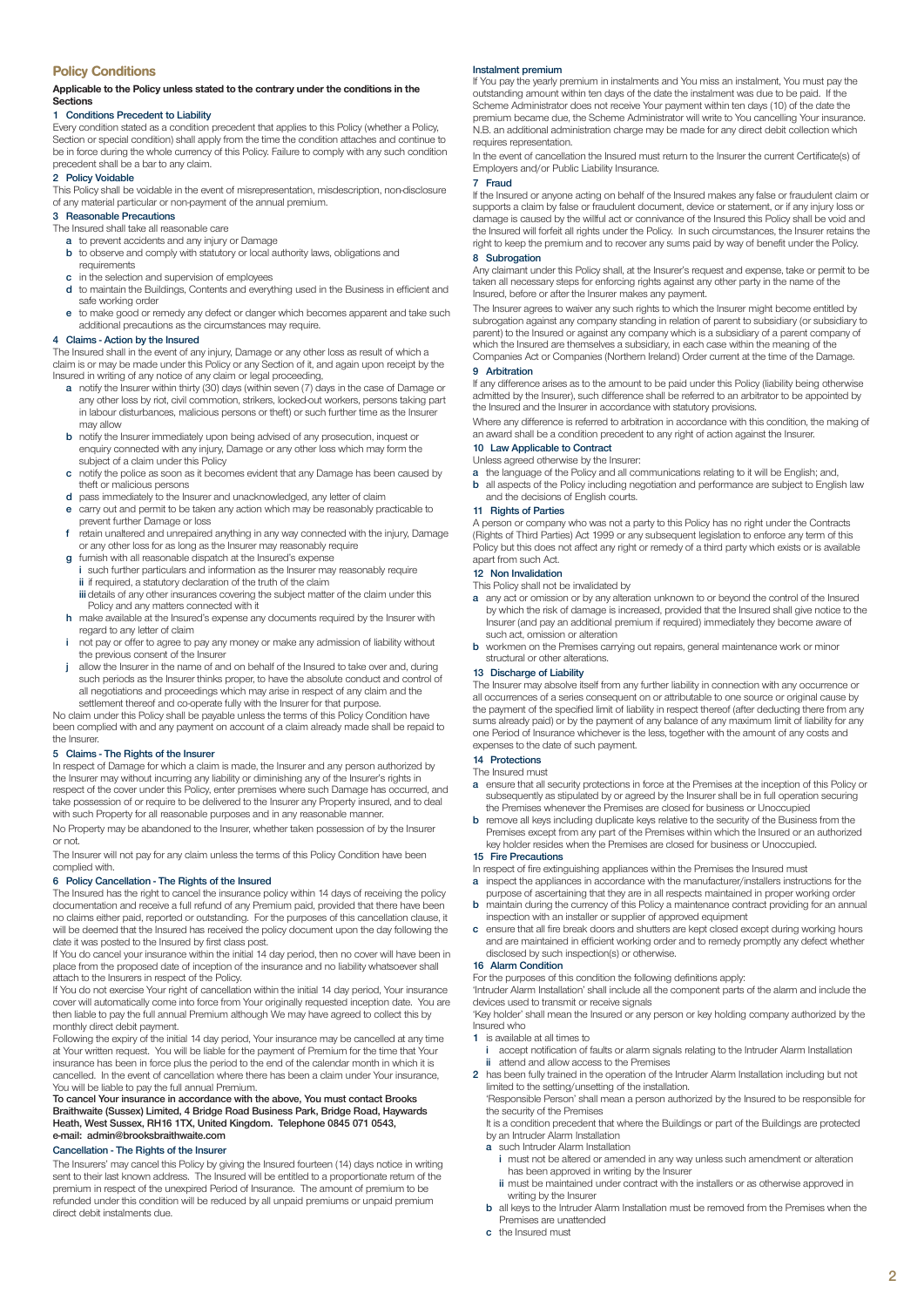## Policy Conditions

**Applicable to the Policy unless stated to the contrary under the conditions in the Sections**

### 1 Conditions Precedent to Liability

Every condition stated as a condition precedent that applies to this Policy (whether a Policy, Section or special condition) shall apply from the time the condition attaches and continue to be in force during the whole currency of this Policy. Failure to comply with any such condition precedent shall be a bar to any claim.

### 2 Policy Voidable

This Policy shall be voidable in the event of misrepresentation, misdescription, non-disclosure of any material particular or non-payment of the annual premium.

### 3 Reasonable Precautions

The Insured shall take all reasonable care

- **a** to prevent accidents and any injury or Damage
- **b** to observe and comply with statutory or local authority laws, obligations and requirements
- **c** in the selection and supervision of employees
- **d** to maintain the Buildings, Contents and everything used in the Business in efficient and safe working order
- **e** to make good or remedy any defect or danger which becomes apparent and take such additional precautions as the circumstances may require.

### 4 Claims - Action by the Insured

The Insured shall in the event of any injury, Damage or any other loss as result of which a claim is or may be made under this Policy or any Section of it, and again upon receipt by the Insured in writing of any notice of any claim or legal proceeding,

- **a** notify the Insurer within thirty (30) days (within seven (7) days in the case of Damage or any other loss by riot, civil commotion, strikers, locked-out workers, persons taking part in labour disturbances, malicious persons or theft) or such further time as the Insurer may allow
- **b** notify the Insurer immediately upon being advised of any prosecution, inquest or enquiry connected with any injury, Damage or any other loss which may form the subject of a claim under this Policy
- **c** notify the police as soon as it becomes evident that any Damage has been caused by theft or malicious persons
- **d** pass immediately to the Insurer and unacknowledged, any letter of claim
- **e** carry out and permit to be taken any action which may be reasonably practicable to prevent further Damage or loss
- **f** retain unaltered and unrepaired anything in any way connected with the injury, Damage or any other loss for as long as the Insurer may reasonably require
- **g** furnish with all reasonable dispatch at the Insured's expense
  - **i** such further particulars and information as the Insurer may reasonably require
  - **ii** if required, a statutory declaration of the truth of the claim
  - **iii** details of any other insurances covering the subject matter of the claim under this Policy and any matters connected with it
- **h** make available at the Insured's expense any documents required by the Insurer with regard to any letter of claim
- **i** not pay or offer to agree to pay any money or make any admission of liability without the previous consent of the Insurer
- **j** allow the Insurer in the name of and on behalf of the Insured to take over and, during such periods as the Insurer thinks proper, to have the absolute conduct and control of all negotiations and proceedings which may arise in respect of any claim and the settlement thereof and co-operate fully with the Insurer for that purpose.

No claim under this Policy shall be payable unless the terms of this Policy Condition have been complied with and any payment on account of a claim already made shall be repaid to the Insurer.

### 5 Claims - The Rights of the Insurer

In respect of Damage for which a claim is made, the Insurer and any person authorized by the Insurer may without incurring any liability or diminishing any of the Insurer's rights in respect of the cover under this Policy, enter premises where such Damage has occurred, and take possession of or require to be delivered to the Insurer any Property insured, and to deal with such Property for all reasonable purposes and in any reasonable manner.

No Property may be abandoned to the Insurer, whether taken possession of by the Insurer or not.

The Insurer will not pay for any claim unless the terms of this Policy Condition have been complied with.

### 6 Policy Cancellation - The Rights of the Insured

The Insured has the right to cancel the insurance policy within 14 days of receiving the policy documentation and receive a full refund of any Premium paid, provided that there have been no claims either paid, reported or outstanding. For the purposes of this cancellation clause, it will be deemed that the Insured has received the policy document upon the day following the date it was posted to the Insured by first class post.

If You do cancel your insurance within the initial 14 day period, then no cover will have been in place from the proposed date of inception of the insurance and no liability whatsoever shall attach to the Insurers in respect of the Policy.

If You do not exercise Your right of cancellation within the initial 14 day period, Your insurance cover will automatically come into force from Your originally requested inception date. You are then liable to pay the full annual Premium although We may have agreed to collect this by monthly direct debit payment.

Following the expiry of the initial 14 day period, Your insurance may be cancelled at any time at Your written request. You will be liable for the payment of Premium for the time that Your insurance has been in force plus the period to the end of the calendar month in which it is cancelled. In the event of cancellation where there has been a claim under Your insurance, You will be liable to pay the full annual Premium.

**To cancel Your insurance in accordance with the above, You must contact Brooks Braithwaite (Sussex) Limited, 4 Bridge Road Business Park, Bridge Road, Haywards Heath, West Sussex, RH16 1TX, United Kingdom. Telephone 0845 071 0543, e-mail: admin@brooksbraithwaite.com**

#### Cancellation - The Rights of the Insurer

The Insurers' may cancel this Policy by giving the Insured fourteen (14) days notice in writing sent to their last known address. The Insured will be entitled to a proportionate return of the premium in respect of the unexpired Period of Insurance. The amount of premium to be refunded under this condition will be reduced by all unpaid premiums or unpaid premium direct debit instalments due.

#### Instalment premium

If You pay the yearly premium in instalments and You miss an instalment, You must pay the outstanding amount within ten days of the date the instalment was due to be paid. If the Scheme Administrator does not receive Your payment within ten days (10) of the date the premium became due, the Scheme Administrator will write to You cancelling Your insurance. N.B. an additional administration charge may be made for any direct debit collection which requires representation.

In the event of cancellation the Insured must return to the Insurer the current Certificate(s) of Employers and/or Public Liability Insurance.

### 7 Fraud

If the Insured or anyone acting on behalf of the Insured makes any false or fraudulent claim or supports a claim by false or fraudulent document, device or statement, or if any injury loss or damage is caused by the willful act or connivance of the Insured this Policy shall be void and the Insured will forfeit all rights under the Policy. In such circumstances, the Insurer retains the right to keep the premium and to recover any sums paid by way of benefit under the Policy.

### 8 Subrogation

Any claimant under this Policy shall, at the Insurer's request and expense, take or permit to be taken all necessary steps for enforcing rights against any other party in the name of the Insured, before or after the Insurer makes any payment.

The Insurer agrees to waiver any such rights to which the Insurer might become entitled by subrogation against any company standing in relation of parent to subsidiary (or subsidiary to parent) to the Insured or against any company which is a subsidiary of a parent company of which the Insured are themselves a subsidiary, in each case within the meaning of the Companies Act or Companies (Northern Ireland) Order current at the time of the Damage.

### 9 Arbitration

If any difference arises as to the amount to be paid under this Policy (liability being otherwise admitted by the Insurer), such difference shall be referred to an arbitrator to be appointed by the Insured and the Insurer in accordance with statutory provisions.

Where any difference is referred to arbitration in accordance with this condition, the making of an award shall be a condition precedent to any right of action against the Insurer.

### 10 Law Applicable to Contract

Unless agreed otherwise by the Insurer:

- **a** the language of the Policy and all communications relating to it will be English; and,
- **b** all aspects of the Policy including negotiation and performance are subject to English law and the decisions of English courts.

### 11 Rights of Parties

A person or company who was not a party to this Policy has no right under the Contracts (Rights of Third Parties) Act 1999 or any subsequent legislation to enforce any term of this Policy but this does not affect any right or remedy of a third party which exists or is available apart from such Act.

### 12 Non Invalidation

This Policy shall not be invalidated by

- **a** any act or omission or by any alteration unknown to or beyond the control of the Insured by which the risk of damage is increased, provided that the Insured shall give notice to the Insurer (and pay an additional premium if required) immediately they become aware of such act, omission or alteration
- **b** workmen on the Premises carrying out repairs, general maintenance work or minor structural or other alterations.

### 13 Discharge of Liability

The Insurer may absolve itself from any further liability in connection with any occurrence or all occurrences of a series consequent on or attributable to one source or original cause by the payment of the specified limit of liability in respect thereof (after deducting there from any sums already paid) or by the payment of any balance of any maximum limit of liability for any one Period of Insurance whichever is the less, together with the amount of any costs and expenses to the date of such payment.

### 14 Protections

The Insured must

- **a** ensure that all security protections in force at the Premises at the inception of this Policy or subsequently as stipulated by or agreed by the Insurer shall be in full operation securing the Premises whenever the Premises are closed for business or Unoccupied
- **b** remove all keys including duplicate keys relative to the security of the Business from the Premises except from any part of the Premises within which the Insured or an authorized key holder resides when the Premises are closed for business or Unoccupied.

### 15 Fire Precautions

In respect of fire extinguishing appliances within the Premises the Insured must

- **a** inspect the appliances in accordance with the manufacturer/installers instructions for the purpose of ascertaining that they are in all respects maintained in proper working order
- **b** maintain during the currency of this Policy a maintenance contract providing for an annual inspection with an installer or supplier of approved equipment
- **c** ensure that all fire break doors and shutters are kept closed except during working hours and are maintained in efficient working order and to remedy promptly any defect whether disclosed by such inspection(s) or otherwise.

### 16 Alarm Condition

For the purposes of this condition the following definitions apply:

'Intruder Alarm Installation' shall include all the component parts of the alarm and include the devices used to transmit or receive signals

'Key holder' shall mean the Insured or any person or key holding company authorized by the Insured who

1. is available at all times to
   - **i** accept notification of faults or alarm signals relating to the Intruder Alarm Installation
   - **ii** attend and allow access to the Premises
2. has been fully trained in the operation of the Intruder Alarm Installation including but not limited to the setting/unsetting of the installation.

'Responsible Person' shall mean a person authorized by the Insured to be responsible for the security of the Premises

It is a condition precedent that where the Buildings or part of the Buildings are protected by an Intruder Alarm Installation

- **a** such Intruder Alarm Installation
  - **i** must not be altered or amended in any way unless such amendment or alteration has been approved in writing by the Insurer
  - **ii** must be maintained under contract with the installers or as otherwise approved in writing by the Insurer
- **b** all keys to the Intruder Alarm Installation must be removed from the Premises when the Premises are unattended
- **c** the Insured must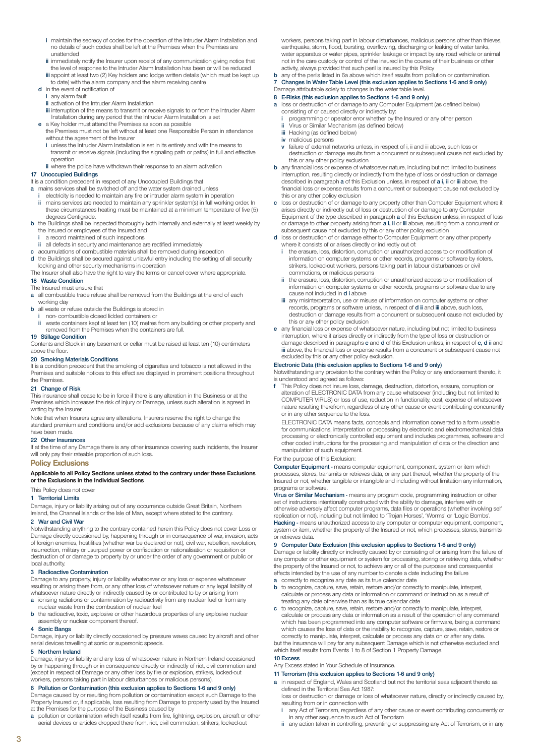- i maintain the secrecy of codes for the operation of the Intruder Alarm Installation and no details of such codes shall be left at the Premises when the Premises are unattended
- ii immediately notify the Insurer upon receipt of any communication giving notice that the level of response to the Intruder Alarm Installation has been or will be reduced
- iii appoint at least two (2) Key holders and lodge written details (which must be kept up to date) with the alarm company and the alarm receiving centre

d in the event of notification of
- i any alarm fault
- ii activation of the Intruder Alarm Installation
- iii interruption of the means to transmit or receive signals to or from the Intruder Alarm Installation during any period that the Intruder Alarm Installation is set

e a Key holder must attend the Premises as soon as possible

the Premises must not be left without at least one Responsible Person in attendance without the agreement of the Insurer
- i unless the Intruder Alarm Installation is set in its entirety and with the means to transmit or receive signals (including the signaling path or paths) in full and effective operation
- ii where the police have withdrawn their response to an alarm activation

### 17 Unoccupied Buildings

It is a condition precedent in respect of any Unoccupied Buildings that

a mains services shall be switched off and the water system drained unless
- i electricity is needed to maintain any fire or intruder alarm system in operation
- ii mains services are needed to maintain any sprinkler system(s) in full working order. In these circumstances heating must be maintained at a minimum temperature of five (5) degrees Centigrade.

b the Buildings shall be inspected thoroughly both internally and externally at least weekly by the Insured or employees of the Insured and
- i a record maintained of such inspections
- ii all defects in security and maintenance are rectified immediately

c accumulations of combustible materials shall be removed during inspection

d the Buildings shall be secured against unlawful entry including the setting of all security locking and other security mechanisms in operation

The Insurer shall also have the right to vary the terms or cancel cover where appropriate.

### 18 Waste Condition

The Insured must ensure that

a all combustible trade refuse shall be removed from the Buildings at the end of each working day

b all waste or refuse outside the Buildings is stored in
- i non- combustible closed lidded containers or
- ii waste containers kept at least ten (10) metres from any building or other property and removed from the Premises when the containers are full.

### 19 Stillage Condition

Contents and Stock in any basement or cellar must be raised at least ten (10) centimeters above the floor.

### 20 Smoking Materials Conditions

It is a condition precedent that the smoking of cigarettes and tobacco is not allowed in the Premises and suitable notices to this effect are displayed in prominent positions throughout the Premises.

### 21 Change of Risk

This insurance shall cease to be in force if there is any alteration in the Business or at the Premises which increases the risk of injury or Damage, unless such alteration is agreed in writing by the Insurer.

Note that when Insurers agree any alterations, Insurers reserve the right to change the standard premium and conditions and/or add exclusions because of any claims which may have been made.

### 22 Other Insurances

If at the time of any Damage there is any other insurance covering such incidents, the Insurer will only pay their rateable proportion of such loss.

## Policy Exclusions

**Applicable to all Policy Sections unless stated to the contrary under these Exclusions or the Exclusions in the Individual Sections**

This Policy does not cover

### 1 Territorial Limits

Damage, injury or liability arising out of any occurrence outside Great Britain, Northern Ireland, the Channel Islands or the Isle of Man, except where stated to the contrary.

### 2 War and Civil War

Notwithstanding anything to the contrary contained herein this Policy does not cover Loss or Damage directly occasioned by, happening through or in consequence of war, invasion, acts of foreign enemies, hostilities (whether war be declared or not), civil war, rebellion, revolution, insurrection, military or usurped power or confiscation or nationalisation or requisition or destruction of or damage to property by or under the order of any government or public or local authority.

### 3 Radioactive Contamination

Damage to any property, injury or liability whatsoever or any loss or expense whatsoever resulting or arising there from, or any other loss of whatsoever nature or any legal liability of whatsoever nature directly or indirectly caused by or contributed to by or arising from

a ionising radiations or contamination by radioactivity from any nuclear fuel or from any nuclear waste from the combustion of nuclear fuel

b the radioactive, toxic, explosive or other hazardous properties of any explosive nuclear assembly or nuclear component thereof.

### 4 Sonic Bangs

Damage, injury or liability directly occasioned by pressure waves caused by aircraft and other aerial devices travelling at sonic or supersonic speeds.

### 5 Northern Ireland

Damage, injury or liability and any loss of whatsoever nature in Northern Ireland occasioned by or happening through or in consequence directly or indirectly of riot, civil commotion and (except in respect of Damage or any other loss by fire or explosion, strikers, locked-out workers, persons taking part in labour disturbances or malicious persons).

### 6 Pollution or Contamination (this exclusion applies to Sections 1-6 and 9 only)

Damage caused by or resulting from pollution or contamination except such Damage to the Property Insured or, if applicable, loss resulting from Damage to property used by the Insured at the Premises for the purpose of the Business caused by

a pollution or contamination which itself results from fire, lightning, explosion, aircraft or other aerial devices or articles dropped there from, riot, civil commotion, strikers, locked-out workers, persons taking part in labour disturbances, malicious persons other than thieves, earthquake, storm, flood, bursting, overflowing, discharging or leaking of water tanks, water apparatus or water pipes, sprinkler leakage or impact by any road vehicle or animal not in the care custody or control of the insured in the course of their business or other activity, always provided that such peril is insured by this Policy

b any of the perils listed in 6a above which itself results from pollution or contamination.

### 7 Changes In Water Table Level (this exclusion applies to Sections 1-6 and 9 only)

Damage attributable solely to changes in the water table level.

### 8 E-Risks (this exclusion applies to Sections 1-6 and 9 only)

a loss or destruction of or damage to any Computer Equipment (as defined below) consisting of or caused directly or indirectly by:
- i programming or operator error whether by the Insured or any other person
- ii Virus or Similar Mechanism (as defined below)
- iii Hacking (as defined below)
- iv malicious persons
- v failure of external networks unless, in respect of i, ii and iii above, such loss or destruction or damage results from a concurrent or subsequent cause not excluded by this or any other policy exclusion

b any financial loss or expense of whatsoever nature, including but not limited to business interruption, resulting directly or indirectly from the type of loss or destruction or damage described in paragraph **a** of this Exclusion unless, in respect of **a i, ii** or **iii** above, the financial loss or expense results from a concurrent or subsequent cause not excluded by this or any other policy exclusion

c loss or destruction of or damage to any property other than Computer Equipment where it arises directly or indirectly out of loss or destruction of or damage to any Computer Equipment of the type described in paragraph **a** of this Exclusion unless, in respect of loss or damage to other property arising from **a i, ii** or **iii** above, resulting from a concurrent or subsequent cause not excluded by this or any other policy exclusion

d loss or destruction of or damage either to Computer Equipment or any other property where it consists of or arises directly or indirectly out of:
- i the erasure, loss, distortion, corruption or unauthorized access to or modification of information on computer systems or other records, programs or software by rioters, strikers, locked-out workers, persons taking part in labour disturbances or civil commotions, or malicious persons
- ii the erasure, loss, distortion, corruption or unauthorized access to or modification of information on computer systems or other records, programs or software due to any cause not included in **d i** above
- iii any misinterpretation, use or misuse of information on computer systems or other records, programs or software unless, in respect of **d ii** and **iii** above, such loss, destruction or damage results from a concurrent or subsequent cause not excluded by this or any other policy exclusion

e any financial loss or expense of whatsoever nature, including but not limited to business interruption, where it arises directly or indirectly from the type of loss or destruction or damage described in paragraphs **c** and **d** of this Exclusion unless, in respect of **c, d ii** and **iii** above, the financial loss or expense results from a concurrent or subsequent cause not excluded by this or any other policy exclusion.

### Electronic Data (this exclusion applies to Sections 1-6 and 9 only)

Notwithstanding any provision to the contrary within the Policy or any endorsement thereto, it is understood and agreed as follows:

f This Policy does not insure loss, damage, destruction, distortion, erasure, corruption or alteration of ELECTRONIC DATA from any cause whatsoever (including but not limited to COMPUTER VIRUS) or loss of use, reduction in functionality, cost, expense of whatsoever nature resulting therefrom, regardless of any other cause or event contributing concurrently or in any other sequence to the loss.

ELECTRONIC DATA means facts, concepts and information converted to a form useable for communications, interpretation or processing by electronic and electromechanical data processing or electronically controlled equipment and includes programmes, software and other coded instructions for the processing and manipulation of data or the direction and manipulation of such equipment.

For the purpose of this Exclusion:

**Computer Equipment -** means computer equipment, component, system or item which processes, stores, transmits or retrieves data, or any part thereof, whether the property of the Insured or not, whether tangible or intangible and including without limitation any information, programs or software.

**Virus or Similar Mechanism -** means any program code, programming instruction or other set of instructions intentionally constructed with the ability to damage, interfere with or otherwise adversely affect computer programs, data files or operations (whether involving self replication or not), including but not limited to 'Trojan Horses', 'Worms' or 'Logic Bombs'.

**Hacking -** means unauthorized access to any computer or computer equipment, component, system or item, whether the property of the Insured or not, which processes, stores, transmits or retrieves data.

### 9 Computer Date Exclusion (this exclusion applies to Sections 1-6 and 9 only)

Damage or liability directly or indirectly caused by or consisting of or arising from the failure of any computer or other equipment or system for processing, storing or retrieving data, whether the property of the Insured or not, to achieve any or all of the purposes and consequential effects intended by the use of any number to denote a date including the failure

a correctly to recognize any date as its true calendar date

b to recognize, capture, save, retain, restore and/or correctly to manipulate, interpret, calculate or process any data or information or command or instruction as a result of treating any date otherwise than as its true calendar date

c to recognize, capture, save, retain, restore and/or correctly to manipulate, interpret, calculate or process any data or information as a result of the operation of any command which has been programmed into any computer software or firmware, being a command which causes the loss of data or the inability to recognize, capture, save, retain, restore or correctly to manipulate, interpret, calculate or process any data on or after any date.

but the insurance will pay for any subsequent Damage which is not otherwise excluded and which itself results from Events 1 to 8 of Section 1 Property Damage.

### 10 Excess

Any Excess stated in Your Schedule of Insurance.

### 11 Terrorism (this exclusion applies to Sections 1-6 and 9 only)

a in respect of England, Wales and Scotland but not the territorial seas adjacent thereto as defined in the Territorial Sea Act 1987:

loss or destruction or damage or loss of whatsoever nature, directly or indirectly caused by, resulting from or in connection with
- i any Act of Terrorism, regardless of any other cause or event contributing concurrently or in any other sequence to such Act of Terrorism
- ii any action taken in controlling, preventing or suppressing any Act of Terrorism, or in any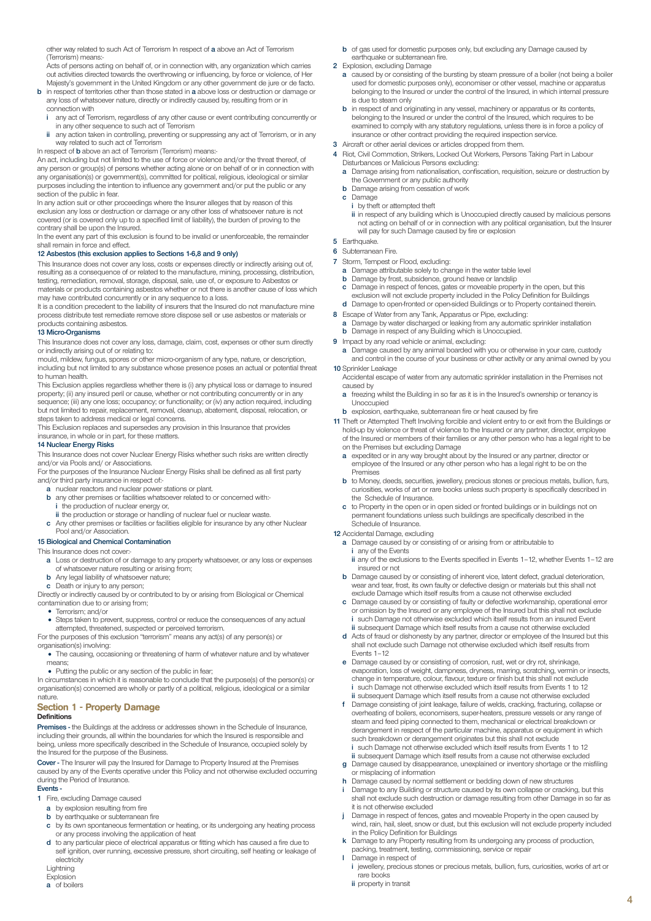other way related to such Act of Terrorism In respect of **a** above an Act of Terrorism (Terrorism) means:-

Acts of persons acting on behalf of, or in connection with, any organization which carries out activities directed towards the overthrowing or influencing, by force or violence, of Her Majesty's government in the United Kingdom or any other government de jure or de facto.

**b** in respect of territories other than those stated in **a** above loss or destruction or damage or any loss of whatsoever nature, directly or indirectly caused by, resulting from or in connection with

  **i** any act of Terrorism, regardless of any other cause or event contributing concurrently or in any other sequence to such act of Terrorism

  **ii** any action taken in controlling, preventing or suppressing any act of Terrorism, or in any way related to such act of Terrorism

In respect of **b** above an act of Terrorism (Terrorism) means:-

An act, including but not limited to the use of force or violence and/or the threat thereof, of any person or group(s) of persons whether acting alone or on behalf of or in connection with any organisation(s) or government(s), committed for political, religious, ideological or similar purposes including the intention to influence any government and/or put the public or any section of the public in fear.

In any action suit or other proceedings where the Insurer alleges that by reason of this exclusion any loss or destruction or damage or any other loss of whatsoever nature is not covered (or is covered only up to a specified limit of liability), the burden of proving to the contrary shall be upon the Insured.

In the event any part of this exclusion is found to be invalid or unenforceable, the remainder shall remain in force and effect.

### 12 Asbestos (this exclusion applies to Sections 1-6,8 and 9 only)

This Insurance does not cover any loss, costs or expenses directly or indirectly arising out of, resulting as a consequence of or related to the manufacture, mining, processing, distribution, testing, remediation, removal, storage, disposal, sale, use of, or exposure to Asbestos or materials or products containing asbestos whether or not there is another cause of loss which may have contributed concurrently or in any sequence to a loss.

It is a condition precedent to the liability of insurers that the Insured do not manufacture mine process distribute test remediate remove store dispose sell or use asbestos or materials or products containing asbestos.

### 13 Micro-Organisms

This Insurance does not cover any loss, damage, claim, cost, expenses or other sum directly or indirectly arising out of or relating to:

mould, mildew, fungus, spores or other micro-organism of any type, nature, or description, including but not limited to any substance whose presence poses an actual or potential threat to human health.

This Exclusion applies regardless whether there is (i) any physical loss or damage to insured property; (ii) any insured peril or cause, whether or not contributing concurrently or in any sequence; (iii) any one loss; occupancy; or functionality; or (iv) any action required, including but not limited to repair, replacement, removal, cleanup, abatement, disposal, relocation, or steps taken to address medical or legal concerns.

This Exclusion replaces and supersedes any provision in this Insurance that provides insurance, in whole or in part, for these matters.

### 14 Nuclear Energy Risks

This Insurance does not cover Nuclear Energy Risks whether such risks are written directly and/or via Pools and/ or Associations.

For the purposes of the Insurance Nuclear Energy Risks shall be defined as all first party and/or third party insurance in respect of:-

**a** nuclear reactors and nuclear power stations or plant.

**b** any other premises or facilities whatsoever related to or concerned with:-

  **i** the production of nuclear energy or,

  **ii** the production or storage or handling of nuclear fuel or nuclear waste.

**c** Any other premises or facilities or facilities eligible for insurance by any other Nuclear Pool and/or Association.

### 15 Biological and Chemical Contamination

This Insurance does not cover:-

**a** Loss or destruction of or damage to any property whatsoever, or any loss or expenses of whatsoever nature resulting or arising from;

**b** Any legal liability of whatsoever nature;

**c** Death or injury to any person;

Directly or indirectly caused by or contributed to by or arising from Biological or Chemical contamination due to or arising from;

- Terrorism; and/or
- Steps taken to prevent, suppress, control or reduce the consequences of any actual attempted, threatened, suspected or perceived terrorism.

For the purposes of this exclusion "terrorism" means any act(s) of any person(s) or organisation(s) involving:

- The causing, occasioning or threatening of harm of whatever nature and by whatever means;
- Putting the public or any section of the public in fear;

In circumstances in which it is reasonable to conclude that the purpose(s) of the person(s) or organisation(s) concerned are wholly or partly of a political, religious, ideological or a similar nature.

## Section 1 - Property Damage

### Definitions

**Premises -** the Buildings at the address or addresses shown in the Schedule of Insurance, including their grounds, all within the boundaries for which the Insured is responsible and being, unless more specifically described in the Schedule of Insurance, occupied solely by the Insured for the purpose of the Business.

**Cover -** The Insurer will pay the Insured for Damage to Property Insured at the Premises caused by any of the Events operative under this Policy and not otherwise excluded occurring during the Period of Insurance.

**Events -**

**1** Fire, excluding Damage caused

  **a** by explosion resulting from fire

  **b** by earthquake or subterranean fire

  **c** by its own spontaneous fermentation or heating, or its undergoing any heating process or any process involving the application of heat

  **d** to any particular piece of electrical apparatus or fitting which has caused a fire due to self ignition, over running, excessive pressure, short circuiting, self heating or leakage of electricity

  Lightning

  Explosion

  **a** of boilers

  **b** of gas used for domestic purposes only, but excluding any Damage caused by earthquake or subterranean fire.

**2** Explosion, excluding Damage

  **a** caused by or consisting of the bursting by steam pressure of a boiler (not being a boiler used for domestic purposes only), economiser or other vessel, machine or apparatus belonging to the Insured or under the control of the Insured, in which internal pressure is due to steam only

  **b** in respect of and originating in any vessel, machinery or apparatus or its contents, belonging to the Insured or under the control of the Insured, which requires to be examined to comply with any statutory regulations, unless there is in force a policy of insurance or other contract providing the required inspection service.

**3** Aircraft or other aerial devices or articles dropped from them.

**4** Riot, Civil Commotion, Strikers, Locked Out Workers, Persons Taking Part in Labour Disturbances or Malicious Persons excluding:

  **a** Damage arising from nationalisation, confiscation, requisition, seizure or destruction by the Government or any public authority

  **b** Damage arising from cessation of work

  **c** Damage

    **i** by theft or attempted theft

    **ii** in respect of any building which is Unoccupied directly caused by malicious persons not acting on behalf of or in connection with any political organisation, but the Insurer will pay for such Damage caused by fire or explosion

**5** Earthquake.

**6** Subterranean Fire.

**7** Storm, Tempest or Flood, excluding:

  **a** Damage attributable solely to change in the water table level

  **b** Damage by frost, subsidence, ground heave or landslip

  **c** Damage in respect of fences, gates or moveable property in the open, but this exclusion will not exclude property included in the Policy Definition for Buildings

  **d** Damage to open-fronted or open-sided Buildings or to Property contained therein.

**8** Escape of Water from any Tank, Apparatus or Pipe, excluding:

  **a** Damage by water discharged or leaking from any automatic sprinkler installation

  **b** Damage in respect of any Building which is Unoccupied.

**9** Impact by any road vehicle or animal, excluding:

  **a** Damage caused by any animal boarded with you or otherwise in your care, custody and control in the course of your business or other activity or any animal owned by you

**10** Sprinkler Leakage

  Accidental escape of water from any automatic sprinkler installation in the Premises not caused by

  **a** freezing whilst the Building in so far as it is in the Insured's ownership or tenancy is Unoccupied

  **b** explosion, earthquake, subterranean fire or heat caused by fire

**11** Theft or Attempted Theft Involving forcible and violent entry to or exit from the Buildings or hold-up by violence or threat of violence to the Insured or any partner, director, employee of the Insured or members of their families or any other person who has a legal right to be on the Premises but excluding Damage

  **a** expedited or in any way brought about by the Insured or any partner, director or employee of the Insured or any other person who has a legal right to be on the Premises

  **b** to Money, deeds, securities, jewellery, precious stones or precious metals, bullion, furs, curiosities, works of art or rare books unless such property is specifically described in the Schedule of Insurance.

  **c** to Property in the open or in open sided or fronted buildings or in buildings not on permanent foundations unless such buildings are specifically described in the Schedule of Insurance.

**12** Accidental Damage, excluding

  **a** Damage caused by or consisting of or arising from or attributable to

    **i** any of the Events

    **ii** any of the exclusions to the Events specified in Events 1–12, whether Events 1–12 are insured or not

  **b** Damage caused by or consisting of inherent vice, latent defect, gradual deterioration, wear and tear, frost, its own faulty or defective design or materials but this shall not exclude Damage which itself results from a cause not otherwise excluded

  **c** Damage caused by or consisting of faulty or defective workmanship, operational error or omission by the Insured or any employee of the Insured but this shall not exclude

    **i** such Damage not otherwise excluded which itself results from an insured Event

    **ii** subsequent Damage which itself results from a cause not otherwise excluded

  **d** Acts of fraud or dishonesty by any partner, director or employee of the Insured but this shall not exclude such Damage not otherwise excluded which itself results from Events 1–12

  **e** Damage caused by or consisting of corrosion, rust, wet or dry rot, shrinkage, evaporation, loss of weight, dampness, dryness, marring, scratching, vermin or insects, change in temperature, colour, flavour, texture or finish but this shall not exclude

    **i** such Damage not otherwise excluded which itself results from Events 1 to 12

    **ii** subsequent Damage which itself results from a cause not otherwise excluded

  **f** Damage consisting of joint leakage, failure of welds, cracking, fracturing, collapse or overheating of boilers, economisers, super-heaters, pressure vessels or any range of steam and feed piping connected to them, mechanical or electrical breakdown or derangement in respect of the particular machine, apparatus or equipment in which such breakdown or derangement originates but this shall not exclude

    **i** such Damage not otherwise excluded which itself results from Events 1 to 12

    **ii** subsequent Damage which itself results from a cause not otherwise excluded

  **g** Damage caused by disappearance, unexplained or inventory shortage or the misfiling or misplacing of information

  **h** Damage caused by normal settlement or bedding down of new structures

  **i** Damage to any Building or structure caused by its own collapse or cracking, but this shall not exclude such destruction or damage resulting from other Damage in so far as it is not otherwise excluded

  **j** Damage in respect of fences, gates and moveable Property in the open caused by wind, rain, hail, sleet, snow or dust, but this exclusion will not exclude property included in the Policy Definition for Buildings

  **k** Damage to any Property resulting from its undergoing any process of production, packing, treatment, testing, commissioning, service or repair

  **l** Damage in respect of

    **i** jewellery, precious stones or precious metals, bullion, furs, curiosities, works of art or rare books

    **ii** property in transit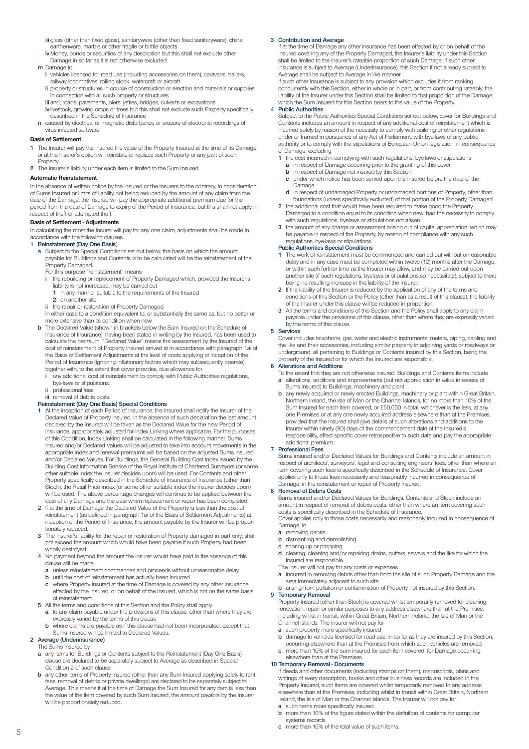iii glass (other than fixed glass), sanitaryware (other than fixed sanitaryware), china, earthenware, marble or other fragile or brittle objects

iv Money, bonds or securities of any description but this shall not exclude other Damage in so far as it is not otherwise excluded

m Damage to

i vehicles licensed for road use (including accessories on them), caravans, trailers, railway locomotives, rolling stock, watercraft or aircraft

ii property or structures in course of construction or erection and materials or supplies in connection with all such property or structures

iii and, roads, pavements, piers, jetties, bridges, culverts or excavations

iv livestock, growing crops or trees but this shall not exclude such Property specifically described in the Schedule of Insurance

n caused by electrical or magnetic disturbance or erasure of electronic recordings of virus infected software

**Basis of Settlement**

1 The Insurer will pay the Insured the value of the Property Insured at the time of its Damage, or at the Insurer's option will reinstate or replace such Property or any part of such Property.

2 The Insurer's liability under each item is limited to the Sum Insured.

**Automatic Reinstatement**

In the absence of written notice by the Insured or the Insurers to the contrary, in consideration of Sums Insured or limits of liability not being reduced by the amount of any claim from the date of the Damage, the Insured will pay the appropriate additional premium due for the period from the date of Damage to expiry of the Period of Insurance, but this shall not apply in respect of theft or attempted theft.

**Basis of Settlement - Adjustments**

In calculating the most the Insurer will pay for any one claim, adjustments shall be made in accordance with the following clauses.

**1 Reinstatement (Day One Basis)**

a Subject to the Special Conditions set out below, the basis on which the amount payable for Buildings and Contents is to be calculated will be the reinstatement of the Property Damaged.

For this purpose "reinstatement" means

i the rebuilding or replacement of Property Damaged which, provided the Insurer's liability is not increased, may be carried out

1 in any manner suitable to the requirements of the Insured

2 on another site

ii the repair or restoration of Property Damaged

in either case to a condition equivalent to, or substantially the same as, but no better or more extensive than its condition when new.

b The Declared Value (shown in brackets below the Sum Insured on the Schedule of Insurance of Insurance), having been stated in writing by the Insured, has been used to calculate the premium. "Declared Value" means the assessment by the Insured of the cost of reinstatement of Property Insured arrived at in accordance with paragraph 1ai of the Basis of Settlement Adjustments at the level of costs applying at inception of the Period of Insurance (ignoring inflationary factors which may subsequently operate), together with, to the extent that cover provides, due allowance for

i any additional cost of reinstatement to comply with Public Authorities regulations, bye-laws or stipulations

ii professional fees

iii removal of debris costs.

**Reinstatement (Day One Basis) Special Conditions**

1 At the inception of each Period of Insurance, the Insured shall notify the Insurer of the Declared Value of Property Insured. In the absence of such declaration the last amount declared by the Insured will be taken as the Declared Value for the new Period of Insurance, appropriately adjusted for Index Linking where applicable. For the purposes of this Condition, Index Linking shall be calculated in the following manner. Sums Insured and/or Declared Values will be adjusted to take into account movements in the appropriate index and renewal premiums will be based on the adjusted Sums Insured and/or Declared Values. For Buildings, the General Building Cost Index issued by the Building Cost Information Service of the Royal Institute of Chartered Surveyors (or some other suitable index the Insurer decides upon) will be used. For Contents and other Property specifically described in the Schedule of Insurance of Insurance (other than Stock), the Retail Price Index (or some other suitable index the Insurer decides upon) will be used. The above percentage changes will continue to be applied between the date of any Damage and the date when replacement or repair has been completed.

2 If at the time of Damage the Declared Value of the Property is less than the cost of reinstatement (as defined in paragraph 1ai of the Basis of Settlement Adjustments) at inception of the Period of Insurance, the amount payable by the Insurer will be proportionately reduced.

3 The Insurer's liability for the repair or restoration of Property damaged in part only, shall not exceed the amount which would have been payable if such Property had been wholly destroyed.

4 No payment beyond the amount the Insurer would have paid in the absence of this clause will be made

a unless reinstatement commences and proceeds without unreasonable delay

b until the cost of reinstatement has actually been incurred

c where Property Insured at the time of Damage is covered by any other insurance effected by the Insured, or on behalf of the Insured, which is not on the same basis of reinstatement.

5 All the terms and conditions of this Section and the Policy shall apply

a to any claim payable under the provisions of this clause, other than where they are expressly varied by the terms of this clause

b where claims are payable as if this clause had not been incorporated, except that Sums Insured will be limited to Declared Values.

**2 Average (Underinsurance)**

The Sums Insured by

a any items for Buildings or Contents subject to the Reinstatement (Day One Basis) clause are declared to be separately subject to Average as described in Special Condition 2 of such clause

b any other items of Property Insured (other than any Sum Insured applying solely to rent, fees, removal of debris or private dwellings) are declared to be separately subject to Average. This means if at the time of Damage the Sum Insured for any item is less than the value of the item covered by such Sum Insured, the amount payable by the Insurer will be proportionately reduced.

**3 Contribution and Average**

If at the time of Damage any other insurance has been effected by or on behalf of the Insured covering any of the Property Damaged, the Insurer's liability under this Section shall be limited to the Insurer's rateable proportion of such Damage. If such other insurance is subject to Average (Underinsurance), this Section if not already subject to Average shall be subject to Average in like manner.

If such other insurance is subject to any provision which excludes it from ranking concurrently with this Section, either in whole or in part, or from contributing rateably, the liability of the Insurer under this Section shall be limited to that proportion of the Damage which the Sum Insured for this Section bears to the value of the Property.

**4 Public Authorities**

Subject to the Public Authorities Special Conditions set out below, cover for Buildings and Contents includes an amount in respect of any additional cost of reinstatement which is incurred solely by reason of the necessity to comply with building or other regulations under or framed in pursuance of any Act of Parliament, with bye-laws of any public authority or to comply with the stipulations of European Union legislation, in consequence of Damage, excluding

1 the cost incurred in complying with such regulations, bye-laws or stipulations

a in respect of Damage occurring prior to the granting of this cover

b in respect of Damage not insured by this Section

c under which notice has been served upon the Insured before the date of the Damage

d in respect of undamaged Property or undamaged portions of Property, other than foundations (unless specifically excluded) of that portion of the Property Damaged

2 the additional cost that would have been required to make good the Property Damaged to a condition equal to its condition when new, had the necessity to comply with such regulations, byelaws or stipulations not arisen

3 the amount of any charge or assessment arising out of capital appreciation, which may be payable in respect of the Property, by reason of compliance with any such regulations, bye-laws or stipulations.

**Public Authorities Special Conditions**

1 The work of reinstatement must be commenced and carried out without unreasonable delay and in any case must be completed within twelve (12) months after the Damage, or within such further time as the Insurer may allow, and may be carried out upon another site (if such regulations, byelaws or stipulations so necessitate), subject to there being no resulting increase in the liability of the Insurer.

2 If the liability of the Insurer is reduced by the application of any of the terms and conditions of this Section or the Policy (other than as a result of this clause), the liability of the Insurer under this clause will be reduced in proportion.

3 All the terms and conditions of this Section and the Policy shall apply to any claim payable under the provisions of this clause, other than where they are expressly varied by the terms of this clause.

**5 Services**

Cover includes telephone, gas, water and electric instruments, meters, piping, cabling and the like and their accessories, including similar property in adjoining yards or roadways or underground, all pertaining to Buildings or Contents insured by this Section, being the property of the Insured or for which the Insured are responsible.

**6 Alterations and Additions**

To the extent that they are not otherwise insured, Buildings and Contents items include

a alterations, additions and improvements (but not appreciation in value in excess of Sums Insured) to Buildings, machinery and plant

b any newly acquired or newly erected Buildings, machinery or plant within Great Britain, Northern Ireland, the Isle of Man or the Channel Islands, for no more than 10% of the Sum Insured for each item covered, or £50,000 in total, whichever is the less, at any one Premises or at any one newly acquired address elsewhere than at the Premises, provided that the Insured shall give details of such alterations and additions to the Insurer within ninety (90) days of the commencement date of the Insured's responsibility, effect specific cover retrospective to such date and pay the appropriate additional premium.

**7 Professional Fees**

Sums insured and/or Declared Values for Buildings and Contents include an amount in respect of architects', surveyors', legal and consulting engineers' fees, other than where an item covering such fees is specifically described in the Schedule of Insurance. Cover applies only to those fees necessarily and reasonably incurred in consequence of Damage, in the reinstatement or repair of Property Insured.

**8 Removal of Debris Costs**

Sums insured and/or Declared Values for Buildings, Contents and Stock include an amount in respect of removal of debris costs, other than where an item covering such costs is specifically described in the Schedule of Insurance.

Cover applies only to those costs necessarily and reasonably incurred in consequence of Damage, in

a removing debris

b dismantling and demolishing

c shoring up or propping

d clearing, cleaning and/or repairing drains, gutters, sewers and the like for which the Insured are responsible.

The Insurer will not pay for any costs or expenses

a incurred in removing debris other than from the site of such Property Damage and the area immediately adjacent to such site

b arising from pollution or contamination of Property not insured by this Section.

**9 Temporary Removal**

Property Insured (other than Stock) is covered whilst temporarily removed for cleaning, renovation, repair or similar purposes to any address elsewhere than at the Premises, including whilst in transit, within Great Britain, Northern Ireland, the Isle of Man or the Channel Islands. The Insurer will not pay for

a such property more specifically insured

b damage to vehicles licensed for road use, in so far as they are insured by this Section, occurring elsewhere than at the Premises from which such vehicles are removed

c more than 10% of the sum insured for each item covered, for Damage occurring elsewhere than at the Premises.

**10 Temporary Removal - Documents**

If deeds and other documents (including stamps on them), manuscripts, plans and writings of every description, books and other business records are included in the Property Insured, such items are covered whilst temporarily removed to any address elsewhere than at the Premises, including whilst in transit within Great Britain, Northern Ireland, the Isle of Man or the Channel Islands. The Insurer will not pay for

a such items more specifically insured

b more than 10% of the figure stated within the definition of contents for computer systems records

c more than 10% of the total value of such items.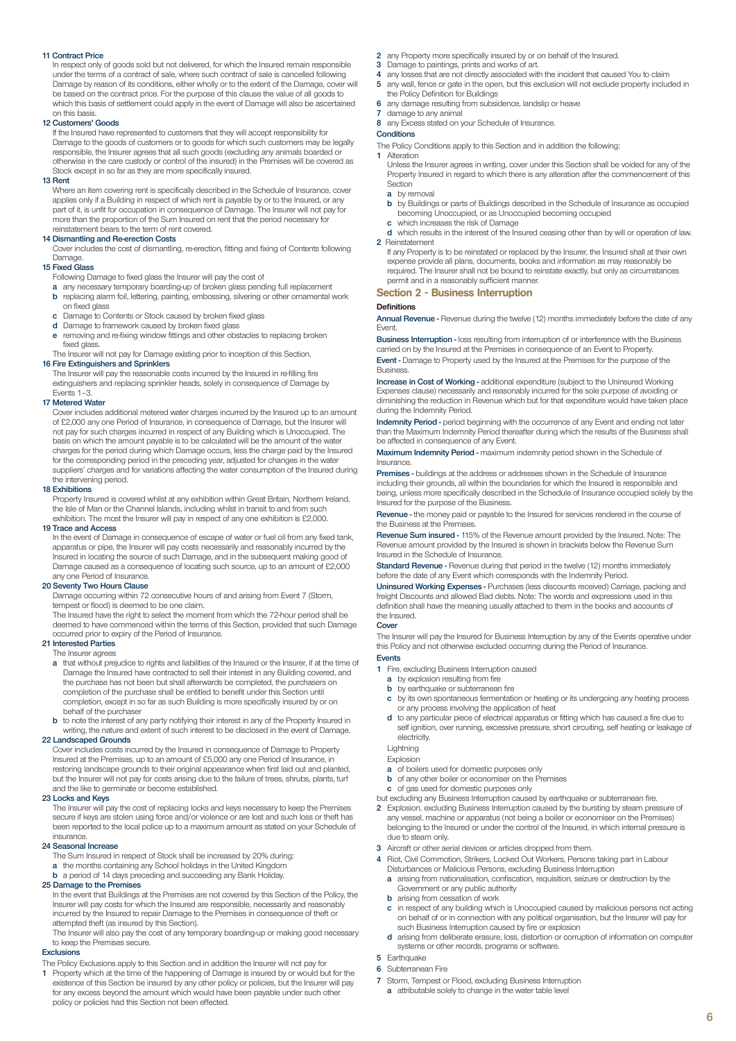**11 Contract Price**

In respect only of goods sold but not delivered, for which the Insured remain responsible under the terms of a contract of sale, where such contract of sale is cancelled following Damage by reason of its conditions, either wholly or to the extent of the Damage, cover will be based on the contract price. For the purpose of this clause the value of all goods to which this basis of settlement could apply in the event of Damage will also be ascertained on this basis.

**12 Customers' Goods**

If the Insured have represented to customers that they will accept responsibility for Damage to the goods of customers or to goods for which such customers may be legally responsible, the Insurer agrees that all such goods (excluding any animals boarded or otherwise in the care custody or control of the insured) in the Premises will be covered as Stock except in so far as they are more specifically insured.

**13 Rent**

Where an item covering rent is specifically described in the Schedule of Insurance, cover applies only if a Building in respect of which rent is payable by or to the Insured, or any part of it, is unfit for occupation in consequence of Damage. The Insurer will not pay for more than the proportion of the Sum Insured on rent that the period necessary for reinstatement bears to the term of rent covered.

**14 Dismantling and Re-erection Costs**

Cover includes the cost of dismantling, re-erection, fitting and fixing of Contents following Damage.

**15 Fixed Glass**

Following Damage to fixed glass the Insurer will pay the cost of

- **a** any necessary temporary boarding-up of broken glass pending full replacement
- **b** replacing alarm foil, lettering, painting, embossing, silvering or other ornamental work on fixed glass
- **c** Damage to Contents or Stock caused by broken fixed glass
- **d** Damage to framework caused by broken fixed glass
- **e** removing and re-fixing window fittings and other obstacles to replacing broken fixed glass.

The Insurer will not pay for Damage existing prior to inception of this Section.

**16 Fire Extinguishers and Sprinklers**

The Insurer will pay the reasonable costs incurred by the Insured in re-filling fire extinguishers and replacing sprinkler heads, solely in consequence of Damage by Events 1–3.

**17 Metered Water**

Cover includes additional metered water charges incurred by the Insured up to an amount of £2,000 any one Period of Insurance, in consequence of Damage, but the Insurer will not pay for such charges incurred in respect of any Building which is Unoccupied. The basis on which the amount payable is to be calculated will be the amount of the water charges for the period during which Damage occurs, less the charge paid by the Insured for the corresponding period in the preceding year, adjusted for changes in the water suppliers' charges and for variations affecting the water consumption of the Insured during the intervening period.

**18 Exhibitions**

Property Insured is covered whilst at any exhibition within Great Britain, Northern Ireland, the Isle of Man or the Channel Islands, including whilst in transit to and from such exhibition. The most the Insurer will pay in respect of any one exhibition is £2,000.

**19 Trace and Access**

In the event of Damage in consequence of escape of water or fuel oil from any fixed tank, apparatus or pipe, the Insurer will pay costs necessarily and reasonably incurred by the Insured in locating the source of such Damage, and in the subsequent making good of Damage caused as a consequence of locating such source, up to an amount of £2,000 any one Period of Insurance.

**20 Seventy Two Hours Clause**

Damage occurring within 72 consecutive hours of and arising from Event 7 (Storm, tempest or flood) is deemed to be one claim.

The Insured have the right to select the moment from which the 72-hour period shall be deemed to have commenced within the terms of this Section, provided that such Damage occurred prior to expiry of the Period of Insurance.

**21 Interested Parties**

The Insurer agrees

- **a** that without prejudice to rights and liabilities of the Insured or the Insurer, if at the time of Damage the Insured have contracted to sell their interest in any Building covered, and the purchase has not been but shall afterwards be completed, the purchasers on completion of the purchase shall be entitled to benefit under this Section until completion, except in so far as such Building is more specifically insured by or on behalf of the purchaser
- **b** to note the interest of any party notifying their interest in any of the Property Insured in writing, the nature and extent of such interest to be disclosed in the event of Damage.

**22 Landscaped Grounds**

Cover includes costs incurred by the Insured in consequence of Damage to Property Insured at the Premises, up to an amount of £5,000 any one Period of Insurance, in restoring landscape grounds to their original appearance when first laid out and planted, but the Insurer will not pay for costs arising due to the failure of trees, shrubs, plants, turf and the like to germinate or become established.

**23 Locks and Keys**

The Insurer will pay the cost of replacing locks and keys necessary to keep the Premises secure if keys are stolen using force and/or violence or are lost and such loss or theft has been reported to the local police up to a maximum amount as stated on your Schedule of insurance.

**24 Seasonal Increase**

The Sum Insured in respect of Stock shall be increased by 20% during:

- **a** the months containing any School holidays in the United Kingdom
- **b** a period of 14 days preceding and succeeding any Bank Holiday.

**25 Damage to the Premises**

In the event that Buildings at the Premises are not covered by this Section of the Policy, the Insurer will pay costs for which the Insured are responsible, necessarily and reasonably incurred by the Insured to repair Damage to the Premises in consequence of theft or attempted theft (as insured by this Section).

The Insurer will also pay the cost of any temporary boarding-up or making good necessary to keep the Premises secure.

**Exclusions**

The Policy Exclusions apply to this Section and in addition the Insurer will not pay for

1. Property which at the time of the happening of Damage is insured by or would but for the existence of this Section be insured by any other policy or policies, but the Insurer will pay for any excess beyond the amount which would have been payable under such other policy or policies had this Section not been effected.
2. any Property more specifically insured by or on behalf of the Insured.
3. Damage to paintings, prints and works of art.
4. any losses that are not directly associated with the incident that caused You to claim
5. any wall, fence or gate in the open, but this exclusion will not exclude property included in the Policy Definition for Buildings
6. any damage resulting from subsidence, landslip or heave
7. damage to any animal
8. any Excess stated on your Schedule of Insurance.

**Conditions**

The Policy Conditions apply to this Section and in addition the following:

1 Alteration

Unless the Insurer agrees in writing, cover under this Section shall be voided for any of the Property Insured in regard to which there is any alteration after the commencement of this Section

- **a** by removal
- **b** by Buildings or parts of Buildings described in the Schedule of Insurance as occupied becoming Unoccupied, or as Unoccupied becoming occupied
- **c** which increases the risk of Damage
- **d** which results in the interest of the Insured ceasing other than by will or operation of law.

2 Reinstatement

If any Property is to be reinstated or replaced by the Insurer, the Insured shall at their own expense provide all plans, documents, books and information as may reasonably be required. The Insurer shall not be bound to reinstate exactly, but only as circumstances permit and in a reasonably sufficient manner.

## Section 2 - Business Interruption

**Definitions**

**Annual Revenue -** Revenue during the twelve (12) months immediately before the date of any Event.

**Business Interruption -** loss resulting from interruption of or interference with the Business carried on by the Insured at the Premises in consequence of an Event to Property.

**Event -** Damage to Property used by the Insured at the Premises for the purpose of the Business.

**Increase in Cost of Working -** additional expenditure (subject to the Uninsured Working Expenses clause) necessarily and reasonably incurred for the sole purpose of avoiding or diminishing the reduction in Revenue which but for that expenditure would have taken place during the Indemnity Period.

**Indemnity Period -** period beginning with the occurrence of any Event and ending not later than the Maximum Indemnity Period thereafter during which the results of the Business shall be affected in consequence of any Event.

**Maximum Indemnity Period -** maximum indemnity period shown in the Schedule of Insurance.

**Premises -** buildings at the address or addresses shown in the Schedule of Insurance including their grounds, all within the boundaries for which the Insured is responsible and being, unless more specifically described in the Schedule of Insurance occupied solely by the Insured for the purpose of the Business.

**Revenue -** the money paid or payable to the Insured for services rendered in the course of the Business at the Premises.

**Revenue Sum insured -** 115% of the Revenue amount provided by the Insured. Note: The Revenue amount provided by the Insured is shown in brackets below the Revenue Sum Insured in the Schedule of Insurance.

**Standard Revenue -** Revenue during that period in the twelve (12) months immediately before the date of any Event which corresponds with the Indemnity Period.

**Uninsured Working Expenses -** Purchases (less discounts received) Carriage, packing and freight Discounts and allowed Bad debts. Note: The words and expressions used in this definition shall have the meaning usually attached to them in the books and accounts of the Insured.

**Cover**

The Insurer will pay the Insured for Business Interruption by any of the Events operative under this Policy and not otherwise excluded occurring during the Period of Insurance.

**Events**

1 Fire, excluding Business Interruption caused

- **a** by explosion resulting from fire
- **b** by earthquake or subterranean fire
- **c** by its own spontaneous fermentation or heating or its undergoing any heating process or any process involving the application of heat
- **d** to any particular piece of electrical apparatus or fitting which has caused a fire due to self ignition, over running, excessive pressure, short circuiting, self heating or leakage of electricity.

Lightning

Explosion

- **a** of boilers used for domestic purposes only
- **b** of any other boiler or economiser on the Premises
- **c** of gas used for domestic purposes only

but excluding any Business Interruption caused by earthquake or subterranean fire.

2 Explosion, excluding Business Interruption caused by the bursting by steam pressure of any vessel, machine or apparatus (not being a boiler or economiser on the Premises) belonging to the Insured or under the control of the Insured, in which internal pressure is due to steam only.

3 Aircraft or other aerial devices or articles dropped from them.

4 Riot, Civil Commotion, Strikers, Locked Out Workers, Persons taking part in Labour Disturbances or Malicious Persons, excluding Business Interruption

- **a** arising from nationalisation, confiscation, requisition, seizure or destruction by the Government or any public authority
- **b** arising from cessation of work
- **c** in respect of any building which is Unoccupied caused by malicious persons not acting on behalf of or in connection with any political organisation, but the Insurer will pay for such Business Interruption caused by fire or explosion
- **d** arising from deliberate erasure, loss, distortion or corruption of information on computer systems or other records, programs or software.

5 Earthquake

6 Subterranean Fire

7 Storm, Tempest or Flood, excluding Business Interruption

- **a** attributable solely to change in the water table level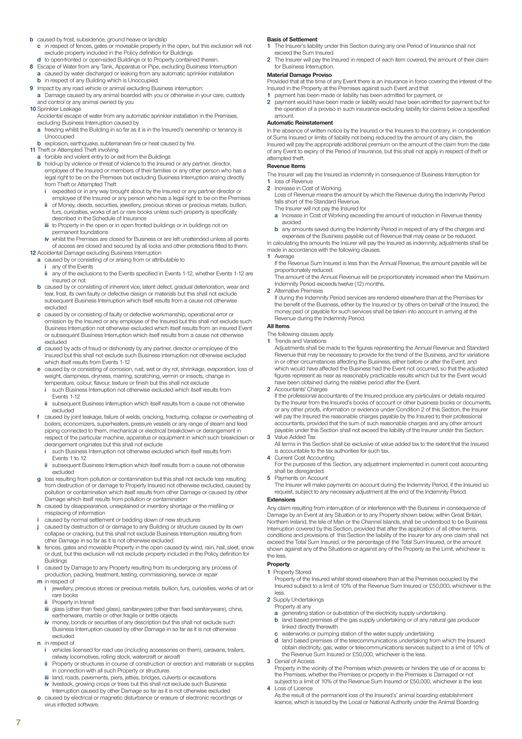- **b** caused by frost, subsidence, ground heave or landslip
  - **c** in respect of fences, gates or moveable property in the open, but this exclusion will not exclude property included in the Policy definition for Buildings
  - **d** to open-fronted or open-sided Buildings or to Property contained therein.
- **7** Escape of Water from any Tank, Apparatus or Pipe, excluding Business Interruption
  - **a** caused by water discharged or leaking from any automatic sprinkler installation
  - **b** in respect of any Building which is Unoccupied.
- **9** Impact by any road vehicle or animal excluding Business interruption:
  - **a** Damage caused by any animal boarded with you or otherwise in your care, custody and control or any animal owned by you
- **10** Sprinkler Leakage

  Accidental escape of water from any automatic sprinkler installation in the Premises, excluding Business Interruption caused by
  - **a** freezing whilst the Building in so far as it is in the Insured's ownership or tenancy is Unoccupied
  - **b** explosion, earthquake, subterranean fire or heat caused by fire.
- **11** Theft or Attempted Theft involving
  - **a** forcible and violent entry to or exit from the Buildings
  - **b** hold-up by violence or threat of violence to the Insured or any partner, director, employee of the Insured or members of their families or any other person who has a legal right to be on the Premises but excluding Business Interruption arising directly from Theft or Attempted Theft
    - **i** expedited or in any way brought about by the Insured or any partner director or employee of the Insured or any person who has a legal right to be on the Premises
    - **ii** of Money, deeds, securities, jewellery, precious stones or precious metals, bullion, furs, curiosities, works of art or rare books unless such property is specifically described in the Schedule of Insurance
    - **iii** to Property in the open or in open fronted buildings or in buildings not on permanent foundations
    - **iv** whilst the Premises are closed for Business or are left unattended unless all points of access are closed and secured by all locks and other protections fitted to them.
- **12** Accidental Damage excluding Business Interruption
  - **a** caused by or consisting of or arising from or attributable to
    - **i** any of the Events
    - **ii** any of the exclusions to the Events specified in Events 1-12, whether Events 1-12 are insured or not
  - **b** caused by or consisting of inherent vice, latent defect, gradual deterioration, wear and tear, frost, its own faulty or defective design or materials but this shall not exclude subsequent Business Interruption which itself results from a cause not otherwise excluded
  - **c** caused by or consisting of faulty or defective workmanship, operational error or omission by the Insured or any employee of the Insured but this shall not exclude such Business Interruption not otherwise excluded which itself results from an insured Event or subsequent Business Interruption which itself results from a cause not otherwise excluded
  - **d** caused by acts of fraud or dishonesty by any partner, director or employee of the Insured but this shall not exclude such Business interruption not otherwise excluded which itself results from Events 1-12
  - **e** caused by or consisting of corrosion, rust, wet or dry rot, shrinkage, evaporation, loss of weight, dampness, dryness, marring, scratching, vermin or insects, change in temperature, colour, flavour, texture or finish but this shall not exclude
    - **i** such Business Interruption not otherwise excluded which itself results from Events 1-12
    - **ii** subsequent Business Interruption which itself results from a cause not otherwise excluded
  - **f** caused by joint leakage, failure of welds, cracking, fracturing, collapse or overheating of boilers, economizers, superheaters, pressure vessels or any range of steam and feed piping connected to them, mechanical or electrical breakdown or derangement in respect of the particular machine, apparatus or equipment in which such breakdown or derangement originates but this shall not exclude
    - **i** such Business Interruption not otherwise excluded which itself results from Events 1 to 12
    - **ii** subsequent Business Interruption which itself results from a cause not otherwise excluded
  - **g** loss resulting from pollution or contamination but this shall not exclude loss resulting from destruction of or damage to Property Insured not otherwise excluded, caused by pollution or contamination which itself results from other Damage or caused by other Damage which itself results from pollution or contamination
  - **h** caused by disappearance, unexplained or inventory shortage or the misfiling or misplacing of information
  - **i** caused by normal settlement or bedding down of new structures
  - **j** caused by destruction of or damage to any Building or structure caused by its own collapse or cracking, but this shall not exclude Business Interruption resulting from other Damage in so far as it is not otherwise excluded
  - **k** fences, gates and moveable Property in the open caused by wind, rain, hail, sleet, snow or dust, but this exclusion will not exclude property included in the Policy definition for Buildings
  - **l** caused by Damage to any Property resulting from its undergoing any process of production, packing, treatment, testing, commissioning, service or repair
  - **m** in respect of
    - **i** jewellery, precious stones or precious metals, bullion, furs, curiosities, works of art or rare books
    - **ii** Property in transit
    - **iii** glass (other than fixed glass), sanitaryware (other than fixed sanitaryware), china, earthenware, marble or other fragile or brittle objects
    - **iv** money, bonds or securities of any description but this shall not exclude such Business Interruption caused by other Damage in so far as it is not otherwise excluded
  - **n** in respect of
    - **i** vehicles licensed for road use (including accessories on them), caravans, trailers, railway locomotives, rolling stock, watercraft or aircraft
    - **ii** Property or structures in course of construction or erection and materials or supplies in connection with all such Property or structures
    - **iii** land, roads, pavements, piers, jetties, bridges, culverts or excavations
    - **iv** livestock, growing crops or trees but this shall not exclude such Business Interruption caused by other Damage so far as it is not otherwise excluded
  - **o** caused by electrical or magnetic disturbance or erasure of electronic recordings or virus infected software.

**Basis of Settlement**

1. The Insurer's liability under this Section during any one Period of Insurance shall not exceed the Sum Insured
2. The Insurer will pay the Insured in respect of each item covered, the amount of their claim for Business Interruption.

**Material Damage Proviso**

Provided that at the time of any Event there is an insurance in force covering the interest of the Insured in the Property at the Premises against such Event and that

1. payment has been made or liability has been admitted for payment, or
2. payment would have been made or liability would have been admitted for payment but for the operation of a proviso in such insurance excluding liability for claims below a specified amount.

**Automatic Reinstatement**

In the absence of written notice by the Insured or the Insurers to the contrary, in consideration of Sums Insured or limits of liability not being reduced by the amount of any claim, the Insured will pay the appropriate additional premium on the amount of the claim from the date of any Event to expiry of the Period of Insurance, but this shall not apply in respect of theft or attempted theft.

**Revenue Items**

The Insurer will pay the Insured as indemnity in consequence of Business Interruption for

1. loss of Revenue
2. Increase in Cost of Working.

   Loss of Revenue means the amount by which the Revenue during the Indemnity Period falls short of the Standard Revenue.

   The Insurer will not pay the Insured for
   - **a** Increase in Cost of Working exceeding the amount of reduction in Revenue thereby avoided
   - **b** any amounts saved during the Indemnity Period in respect of any of the charges and expenses of the Business payable out of Revenue that may cease or be reduced.

In calculating the amounts the Insurer will pay the Insured as indemnity, adjustments shall be made in accordance with the following clauses.

1. Average

   If the Revenue Sum Insured is less than the Annual Revenue, the amount payable will be proportionately reduced.

   The amount of the Annual Revenue will be proportionately increased when the Maximum Indemnity Period exceeds twelve (12) months.
2. Alternative Premises

   If during the Indemnity Period services are rendered elsewhere than at the Premises for the benefit of the Business, either by the Insured or by others on behalf of the Insured, the money paid or payable for such services shall be taken into account in arriving at the Revenue during the Indemnity Period.

**All Items**

The following clauses apply

1. Trends and Variations

   Adjustments shall be made to the figures representing the Annual Revenue and Standard Revenue that may be necessary to provide for the trend of the Business, and for variations in or other circumstances affecting the Business, either before or after the Event, and which would have affected the Business had the Event not occurred, so that the adjusted figures represent as near as reasonably practicable results which but for the Event would have been obtained during the relative period after the Event.
2. Accountants' Charges

   If the professional accountants of the Insured produce any particulars or details required by the Insurer from the Insured's books of account or other business books or documents, or any other proofs, information or evidence under Condition 2 of this Section, the Insurer will pay the Insured the reasonable charges payable by the Insured to their professional accountants, provided that the sum of such reasonable charges and any other amount payable under this Section shall not exceed the liability of the Insurer under this Section.
3. Value Added Tax

   All terms in this Section shall be exclusive of value added tax to the extent that the Insured is accountable to the tax authorities for such tax.
4. Current Cost Accounting

   For the purposes of this Section, any adjustment implemented in current cost accounting shall be disregarded.
5. Payments on Account

   The Insurer will make payments on account during the Indemnity Period, if the Insured so request, subject to any necessary adjustment at the end of the Indemnity Period.

**Extensions**

Any claim resulting from interruption of or interference with the Business in consequence of Damage by an Event at any Situation or to any Property shown below, within Great Britain, Northern Ireland, the Isle of Man or the Channel Islands, shall be understood to be Business Interruption covered by this Section, provided that after the application of all other terms, conditions and provisions of this Section the liability of the Insurer for any one claim shall not exceed the Total Sum Insured, or the percentage of the Total Sum Insured, or the amount shown against any of the Situations or against any of the Property as the Limit, whichever is the less.

**Property**

1. Property Stored

   Property of the Insured whilst stored elsewhere than at the Premises occupied by the Insured subject to a limit of 10% of the Revenue Sum Insured or £50,000, whichever is the less.
2. Supply Undertakings

   Property at any
   - **a** generating station or sub-station of the electricity supply undertaking
   - **b** land based premises of the gas supply undertaking or of any natural gas producer linked directly therewith
   - **c** waterworks or pumping station of the water supply undertaking
   - **d** land based premises of the telecommunications undertaking from which the Insured obtain electricity, gas, water or telecommunications services subject to a limit of 10% of the Revenue Sum Insured or £50,000, whichever is the less.
3. Denial of Access

   Property in the vicinity of the Premises which prevents or hinders the use of or access to the Premises, whether the Premises or property in the Premises is Damaged or not subject to a limit of 10% of the Revenue Sum Insured or £50,000, whichever is the less
4. Loss of Licence

   As the result of the permanent loss of the Insureds' animal boarding establishment licence, which is issued by the Local or National Authority under the Animal Boarding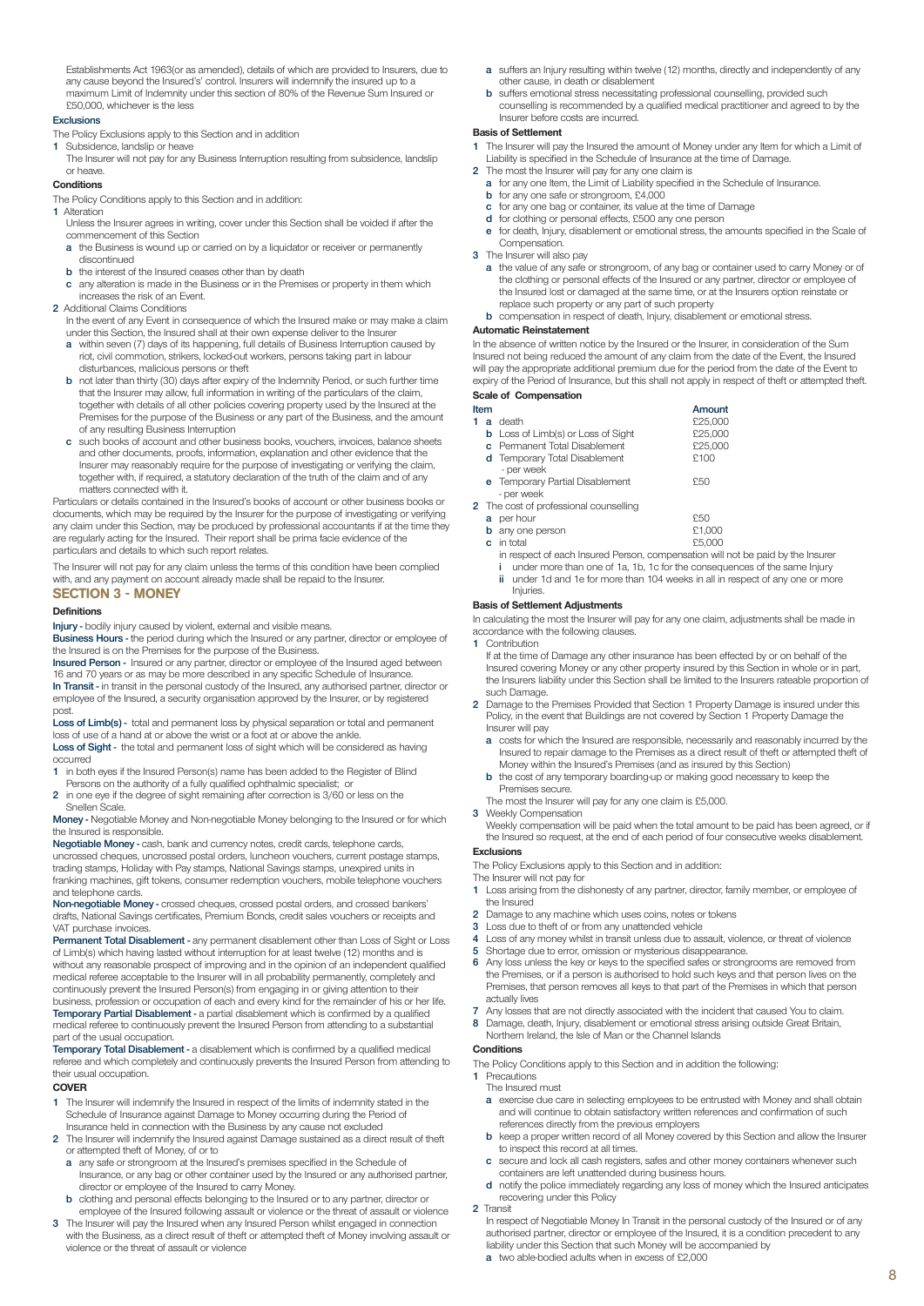Establishments Act 1963(or as amended), details of which are provided to Insurers, due to any cause beyond the Insureds' control. Insurers will indemnify the insured up to a maximum Limit of Indemnity under this section of 80% of the Revenue Sum Insured or £50,000, whichever is the less

#### Exclusions

The Policy Exclusions apply to this Section and in addition

1 Subsidence, landslip or heave
   The Insurer will not pay for any Business Interruption resulting from subsidence, landslip or heave.

#### Conditions

The Policy Conditions apply to this Section and in addition:

1 Alteration
   Unless the Insurer agrees in writing, cover under this Section shall be voided if after the commencement of this Section
   - a the Business is wound up or carried on by a liquidator or receiver or permanently discontinued
   - b the interest of the Insured ceases other than by death
   - c any alteration is made in the Business or in the Premises or property in them which increases the risk of an Event.
2 Additional Claims Conditions
   In the event of any Event in consequence of which the Insured make or may make a claim under this Section, the Insured shall at their own expense deliver to the Insurer
   - a within seven (7) days of its happening, full details of Business Interruption caused by riot, civil commotion, strikers, locked-out workers, persons taking part in labour disturbances, malicious persons or theft
   - b not later than thirty (30) days after expiry of the Indemnity Period, or such further time that the Insurer may allow, full information in writing of the particulars of the claim, together with details of all other policies covering property used by the Insured at the Premises for the purpose of the Business or any part of the Business, and the amount of any resulting Business Interruption
   - c such books of account and other business books, vouchers, invoices, balance sheets and other documents, proofs, information, explanation and other evidence that the Insurer may reasonably require for the purpose of investigating or verifying the claim, together with, if required, a statutory declaration of the truth of the claim and of any matters connected with it.

Particulars or details contained in the Insured's books of account or other business books or documents, which may be required by the Insurer for the purpose of investigating or verifying any claim under this Section, may be produced by professional accountants if at the time they are regularly acting for the Insured. Their report shall be prima facie evidence of the particulars and details to which such report relates.

The Insurer will not pay for any claim unless the terms of this condition have been complied with, and any payment on account already made shall be repaid to the Insurer.

## SECTION 3 - MONEY

#### Definitions

**Injury -** bodily injury caused by violent, external and visible means.

**Business Hours -** the period during which the Insured or any partner, director or employee of the Insured is on the Premises for the purpose of the Business.

**Insured Person -** Insured or any partner, director or employee of the Insured aged between 16 and 70 years or as may be more described in any specific Schedule of Insurance.

**In Transit -** in transit in the personal custody of the Insured, any authorised partner, director or employee of the Insured, a security organisation approved by the Insurer, or by registered post.

**Loss of Limb(s) -** total and permanent loss by physical separation or total and permanent loss of use of a hand at or above the wrist or a foot at or above the ankle.

**Loss of Sight -** the total and permanent loss of sight which will be considered as having occurred

1 in both eyes if the Insured Person(s) name has been added to the Register of Blind Persons on the authority of a fully qualified ophthalmic specialist; or
2 in one eye if the degree of sight remaining after correction is 3/60 or less on the Snellen Scale.

**Money -** Negotiable Money and Non-negotiable Money belonging to the Insured or for which the Insured is responsible.

**Negotiable Money -** cash, bank and currency notes, credit cards, telephone cards, uncrossed cheques, uncrossed postal orders, luncheon vouchers, current postage stamps, trading stamps, Holiday with Pay stamps, National Savings stamps, unexpired units in franking machines, gift tokens, consumer redemption vouchers, mobile telephone vouchers and telephone cards.

**Non-negotiable Money -** crossed cheques, crossed postal orders, and crossed bankers' drafts, National Savings certificates, Premium Bonds, credit sales vouchers or receipts and VAT purchase invoices.

**Permanent Total Disablement -** any permanent disablement other than Loss of Sight or Loss of Limb(s) which having lasted without interruption for at least twelve (12) months and is without any reasonable prospect of improving and in the opinion of an independent qualified medical referee acceptable to the Insurer will in all probability permanently, completely and continuously prevent the Insured Person(s) from engaging in or giving attention to their business, profession or occupation of each and every kind for the remainder of his or her life.

**Temporary Partial Disablement -** a partial disablement which is confirmed by a qualified medical referee to continuously prevent the Insured Person from attending to a substantial part of the usual occupation.

**Temporary Total Disablement -** a disablement which is confirmed by a qualified medical referee and which completely and continuously prevents the Insured Person from attending to their usual occupation.

#### COVER

1 The Insurer will indemnify the Insured in respect of the limits of indemnity stated in the Schedule of Insurance against Damage to Money occurring during the Period of Insurance held in connection with the Business by any cause not excluded
2 The Insurer will indemnify the Insured against Damage sustained as a direct result of theft or attempted theft of Money, of or to
   - a any safe or strongroom at the Insured's premises specified in the Schedule of Insurance, or any bag or other container used by the Insured or any authorised partner, director or employee of the Insured to carry Money.
   - b clothing and personal effects belonging to the Insured or to any partner, director or employee of the Insured following assault or violence or the threat of assault or violence
3 The Insurer will pay the Insured when any Insured Person whilst engaged in connection with the Business, as a direct result of theft or attempted theft of Money involving assault or violence or the threat of assault or violence
   - a suffers an Injury resulting within twelve (12) months, directly and independently of any other cause, in death or disablement
   - b suffers emotional stress necessitating professional counselling, provided such counselling is recommended by a qualified medical practitioner and agreed to by the Insurer before costs are incurred.

#### Basis of Settlement

1 The Insurer will pay the Insured the amount of Money under any Item for which a Limit of Liability is specified in the Schedule of Insurance at the time of Damage.
2 The most the Insurer will pay for any one claim is
   - a for any one Item, the Limit of Liability specified in the Schedule of Insurance.
   - b for any one safe or strongroom, £4,000
   - c for any one bag or container, its value at the time of Damage
   - d for clothing or personal effects, £500 any one person
   - e for death, Injury, disablement or emotional stress, the amounts specified in the Scale of Compensation.
3 The Insurer will also pay
   - a the value of any safe or strongroom, of any bag or container used to carry Money or of the clothing or personal effects of the Insured or any partner, director or employee of the Insured lost or damaged at the same time, or at the Insurers option reinstate or replace such property or any part of such property
   - b compensation in respect of death, Injury, disablement or emotional stress.

#### Automatic Reinstatement

In the absence of written notice by the Insured or the Insurer, in consideration of the Sum Insured not being reduced the amount of any claim from the date of the Event, the Insured will pay the appropriate additional premium due for the period from the date of the Event to expiry of the Period of Insurance, but this shall not apply in respect of theft or attempted theft.

#### Scale of Compensation

| Item | | Amount |
|---|---|---|
| 1 | a death | £25,000 |
| | b Loss of Limb(s) or Loss of Sight | £25,000 |
| | c Permanent Total Disablement | £25,000 |
| | d Temporary Total Disablement - per week | £100 |
| | e Temporary Partial Disablement - per week | £50 |
| 2 | The cost of professional counselling | |
| | a per hour | £50 |
| | b any one person | £1,000 |
| | c in total | £5,000 |

in respect of each Insured Person, compensation will not be paid by the Insurer

- i under more than one of 1a, 1b, 1c for the consequences of the same Injury
- ii under 1d and 1e for more than 104 weeks in all in respect of any one or more Injuries.

#### Basis of Settlement Adjustments

In calculating the most the Insurer will pay for any one claim, adjustments shall be made in accordance with the following clauses.

1 Contribution
   If at the time of Damage any other insurance has been effected by or on behalf of the Insured covering Money or any other property insured by this Section in whole or in part, the Insurers liability under this Section shall be limited to the Insurers rateable proportion of such Damage.
2 Damage to the Premises Provided that Section 1 Property Damage is insured under this Policy, in the event that Buildings are not covered by Section 1 Property Damage the Insurer will pay
   - a costs for which the Insured are responsible, necessarily and reasonably incurred by the Insured to repair damage to the Premises as a direct result of theft or attempted theft of Money within the Insured's Premises (and as insured by this Section)
   - b the cost of any temporary boarding-up or making good necessary to keep the Premises secure.

   The most the Insurer will pay for any one claim is £5,000.
3 Weekly Compensation
   Weekly compensation will be paid when the total amount to be paid has been agreed, or if the Insured so request, at the end of each period of four consecutive weeks disablement.

#### Exclusions

The Policy Exclusions apply to this Section and in addition:

The Insurer will not pay for

1 Loss arising from the dishonesty of any partner, director, family member, or employee of the Insured
2 Damage to any machine which uses coins, notes or tokens
3 Loss due to theft of or from any unattended vehicle
4 Loss of any money whilst in transit unless due to assault, violence, or threat of violence
5 Shortage due to error, omission or mysterious disappearance.
6 Any loss unless the key or keys to the specified safes or strongrooms are removed from the Premises, or if a person is authorised to hold such keys and that person lives on the Premises, that person removes all keys to that part of the Premises in which that person actually lives
7 Any losses that are not directly associated with the incident that caused You to claim.
8 Damage, death, Injury, disablement or emotional stress arising outside Great Britain, Northern Ireland, the Isle of Man or the Channel Islands

#### Conditions

The Policy Conditions apply to this Section and in addition the following:

1 Precautions
   The Insured must
   - a exercise due care in selecting employees to be entrusted with Money and shall obtain and will continue to obtain satisfactory written references and confirmation of such references directly from the previous employers
   - b keep a proper written record of all Money covered by this Section and allow the Insurer to inspect this record at all times.
   - c secure and lock all cash registers, safes and other money containers whenever such containers are left unattended during business hours.
   - d notify the police immediately regarding any loss of money which the Insured anticipates recovering under this Policy
2 Transit
   In respect of Negotiable Money In Transit in the personal custody of the Insured or of any authorised partner, director or employee of the Insured, it is a condition precedent to any liability under this Section that such Money will be accompanied by
   - a two able-bodied adults when in excess of £2,000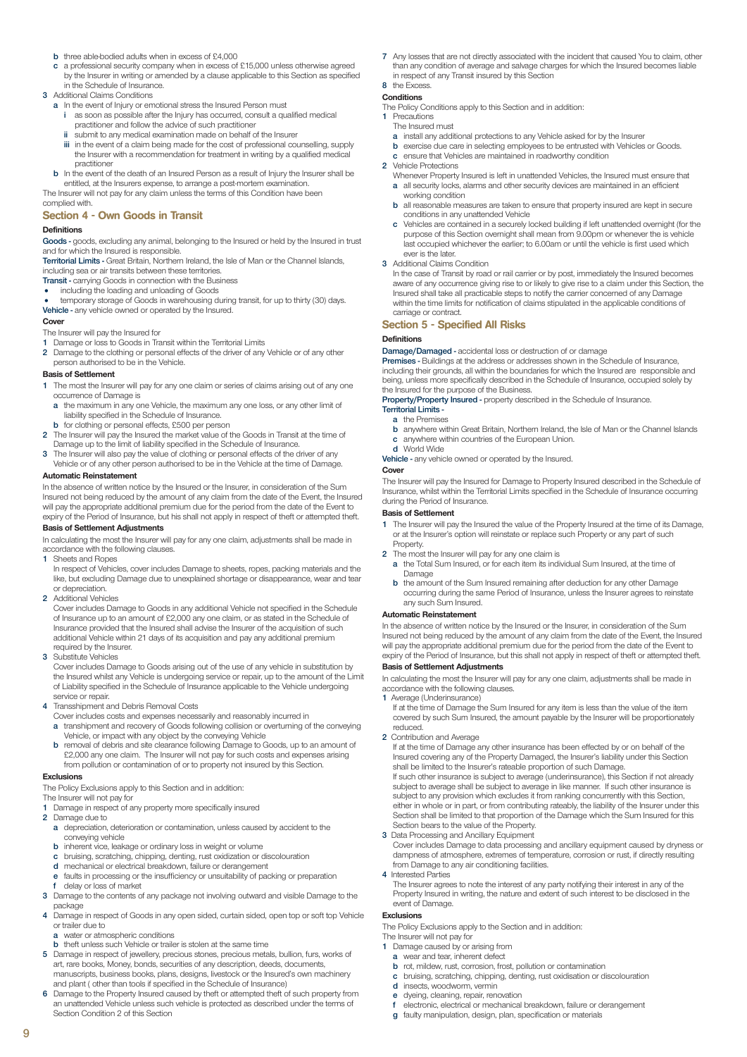b three able-bodied adults when in excess of £4,000

c a professional security company when in excess of £15,000 unless otherwise agreed by the Insurer in writing or amended by a clause applicable to this Section as specified in the Schedule of Insurance.

3 Additional Claims Conditions

a In the event of Injury or emotional stress the Insured Person must

i as soon as possible after the Injury has occurred, consult a qualified medical practitioner and follow the advice of such practitioner

ii submit to any medical examination made on behalf of the Insurer

iii in the event of a claim being made for the cost of professional counselling, supply the Insurer with a recommendation for treatment in writing by a qualified medical practitioner

b In the event of the death of an Insured Person as a result of Injury the Insurer shall be entitled, at the Insurers expense, to arrange a post-mortem examination.

The Insurer will not pay for any claim unless the terms of this Condition have been complied with.

## Section 4 - Own Goods in Transit

### Definitions

**Goods -** goods, excluding any animal, belonging to the Insured or held by the Insured in trust and for which the Insured is responsible.

**Territorial Limits -** Great Britain, Northern Ireland, the Isle of Man or the Channel Islands, including sea or air transits between these territories.

**Transit -** carrying Goods in connection with the Business

- including the loading and unloading of Goods
- temporary storage of Goods in warehousing during transit, for up to thirty (30) days.

**Vehicle -** any vehicle owned or operated by the Insured.

### Cover

The Insurer will pay the Insured for

1 Damage or loss to Goods in Transit within the Territorial Limits

2 Damage to the clothing or personal effects of the driver of any Vehicle or of any other person authorised to be in the Vehicle.

### Basis of Settlement

1 The most the Insurer will pay for any one claim or series of claims arising out of any one occurrence of Damage is

a the maximum in any one Vehicle, the maximum any one loss, or any other limit of liability specified in the Schedule of Insurance.

b for clothing or personal effects, £500 per person

2 The Insurer will pay the Insured the market value of the Goods in Transit at the time of Damage up to the limit of liability specified in the Schedule of Insurance.

3 The Insurer will also pay the value of clothing or personal effects of the driver of any Vehicle or of any other person authorised to be in the Vehicle at the time of Damage.

### Automatic Reinstatement

In the absence of written notice by the Insured or the Insurer, in consideration of the Sum Insured not being reduced by the amount of any claim from the date of the Event, the Insured will pay the appropriate additional premium due for the period from the date of the Event to expiry of the Period of Insurance, but his shall not apply in respect of theft or attempted theft.

### Basis of Settlement Adjustments

In calculating the most the Insurer will pay for any one claim, adjustments shall be made in accordance with the following clauses.

1 Sheets and Ropes

In respect of Vehicles, cover includes Damage to sheets, ropes, packing materials and the like, but excluding Damage due to unexplained shortage or disappearance, wear and tear or depreciation.

2 Additional Vehicles

Cover includes Damage to Goods in any additional Vehicle not specified in the Schedule of Insurance up to an amount of £2,000 any one claim, or as stated in the Schedule of Insurance provided that the Insured shall advise the Insurer of the acquisition of such additional Vehicle within 21 days of its acquisition and pay any additional premium required by the Insurer.

3 Substitute Vehicles

Cover includes Damage to Goods arising out of the use of any vehicle in substitution by the Insured whilst any Vehicle is undergoing service or repair, up to the amount of the Limit of Liability specified in the Schedule of Insurance applicable to the Vehicle undergoing service or repair.

4 Transshipment and Debris Removal Costs

Cover includes costs and expenses necessarily and reasonably incurred in

a transhipment and recovery of Goods following collision or overturning of the conveying Vehicle, or impact with any object by the conveying Vehicle

b removal of debris and site clearance following Damage to Goods, up to an amount of £2,000 any one claim. The Insurer will not pay for such costs and expenses arising from pollution or contamination of or to property not insured by this Section.

### Exclusions

The Policy Exclusions apply to this Section and in addition:

The Insurer will not pay for

1 Damage in respect of any property more specifically insured

2 Damage due to

a depreciation, deterioration or contamination, unless caused by accident to the conveying vehicle

b inherent vice, leakage or ordinary loss in weight or volume

c bruising, scratching, chipping, denting, rust oxidization or discolouration

d mechanical or electrical breakdown, failure or derangement

e faults in processing or the insufficiency or unsuitability of packing or preparation

f delay or loss of market

3 Damage to the contents of any package not involving outward and visible Damage to the package

4 Damage in respect of Goods in any open sided, curtain sided, open top or soft top Vehicle or trailer due to

a water or atmospheric conditions

b theft unless such Vehicle or trailer is stolen at the same time

5 Damage in respect of jewellery, precious stones, precious metals, bullion, furs, works of art, rare books, Money, bonds, securities of any description, deeds, documents, manuscripts, business books, plans, designs, livestock or the Insured's own machinery and plant ( other than tools if specified in the Schedule of Insurance)

6 Damage to the Property Insured caused by theft or attempted theft of such property from an unattended Vehicle unless such vehicle is protected as described under the terms of Section Condition 2 of this Section

7 Any losses that are not directly associated with the incident that caused You to claim, other than any condition of average and salvage charges for which the Insured becomes liable in respect of any Transit insured by this Section

8 the Excess.

### Conditions

The Policy Conditions apply to this Section and in addition:

1 Precautions

The Insured must

a install any additional protections to any Vehicle asked for by the Insurer

b exercise due care in selecting employees to be entrusted with Vehicles or Goods.

c ensure that Vehicles are maintained in roadworthy condition

2 Vehicle Protections

Whenever Property Insured is left in unattended Vehicles, the Insured must ensure that

a all security locks, alarms and other security devices are maintained in an efficient working condition

b all reasonable measures are taken to ensure that property insured are kept in secure conditions in any unattended Vehicle

c Vehicles are contained in a securely locked building if left unattended overnight (for the purpose of this Section overnight shall mean from 9.00pm or whenever the is vehicle last occupied whichever the earlier; to 6.00am or until the vehicle is first used which ever is the later.

3 Additional Claims Condition

In the case of Transit by road or rail carrier or by post, immediately the Insured becomes aware of any occurrence giving rise to or likely to give rise to a claim under this Section, the Insured shall take all practicable steps to notify the carrier concerned of any Damage within the time limits for notification of claims stipulated in the applicable conditions of carriage or contract.

## Section 5 - Specified All Risks

### Definitions

**Damage/Damaged -** accidental loss or destruction of or damage

**Premises -** Buildings at the address or addresses shown in the Schedule of Insurance, including their grounds, all within the boundaries for which the Insured are responsible and being, unless more specifically described in the Schedule of Insurance, occupied solely by the Insured for the purpose of the Business.

**Property/Property Insured -** property described in the Schedule of Insurance.

**Territorial Limits -**

a the Premises

b anywhere within Great Britain, Northern Ireland, the Isle of Man or the Channel Islands

c anywhere within countries of the European Union.

d World Wide

**Vehicle -** any vehicle owned or operated by the Insured.

### Cover

The Insurer will pay the Insured for Damage to Property Insured described in the Schedule of Insurance, whilst within the Territorial Limits specified in the Schedule of Insurance occurring during the Period of Insurance.

### Basis of Settlement

1 The Insurer will pay the Insured the value of the Property Insured at the time of its Damage, or at the Insurer's option will reinstate or replace such Property or any part of such Property.

2 The most the Insurer will pay for any one claim is

a the Total Sum Insured, or for each item its individual Sum Insured, at the time of Damage

b the amount of the Sum Insured remaining after deduction for any other Damage occurring during the same Period of Insurance, unless the Insurer agrees to reinstate any such Sum Insured.

### Automatic Reinstatement

In the absence of written notice by the Insured or the Insurer, in consideration of the Sum Insured not being reduced by the amount of any claim from the date of the Event, the Insured will pay the appropriate additional premium due for the period from the date of the Event to expiry of the Period of Insurance, but this shall not apply in respect of theft or attempted theft.

### Basis of Settlement Adjustments

In calculating the most the Insurer will pay for any one claim, adjustments shall be made in accordance with the following clauses.

1 Average (Underinsurance)

If at the time of Damage the Sum Insured for any item is less than the value of the item covered by such Sum Insured, the amount payable by the Insurer will be proportionately reduced.

2 Contribution and Average

If at the time of Damage any other insurance has been effected by or on behalf of the Insured covering any of the Property Damaged, the Insurer's liability under this Section shall be limited to the Insurer's rateable proportion of such Damage.

If such other insurance is subject to average (underinsurance), this Section if not already subject to average shall be subject to average in like manner. If such other insurance is subject to any provision which excludes it from ranking concurrently with this Section, either in whole or in part, or from contributing rateably, the liability of the Insurer under this Section shall be limited to that proportion of the Damage which the Sum Insured for this Section bears to the value of the Property.

3 Data Processing and Ancillary Equipment

Cover includes Damage to data processing and ancillary equipment caused by dryness or dampness of atmosphere, extremes of temperature, corrosion or rust, if directly resulting from Damage to any air conditioning facilities.

4 Interested Parties

The Insurer agrees to note the interest of any party notifying their interest in any of the Property Insured in writing, the nature and extent of such interest to be disclosed in the event of Damage.

### Exclusions

The Policy Exclusions apply to the Section and in addition:

The Insurer will not pay for

1 Damage caused by or arising from

a wear and tear, inherent defect

b rot, mildew, rust, corrosion, frost, pollution or contamination

c bruising, scratching, chipping, denting, rust oxidisation or discolouration

d insects, woodworm, vermin

e dyeing, cleaning, repair, renovation

f electronic, electrical or mechanical breakdown, failure or derangement

g faulty manipulation, design, plan, specification or materials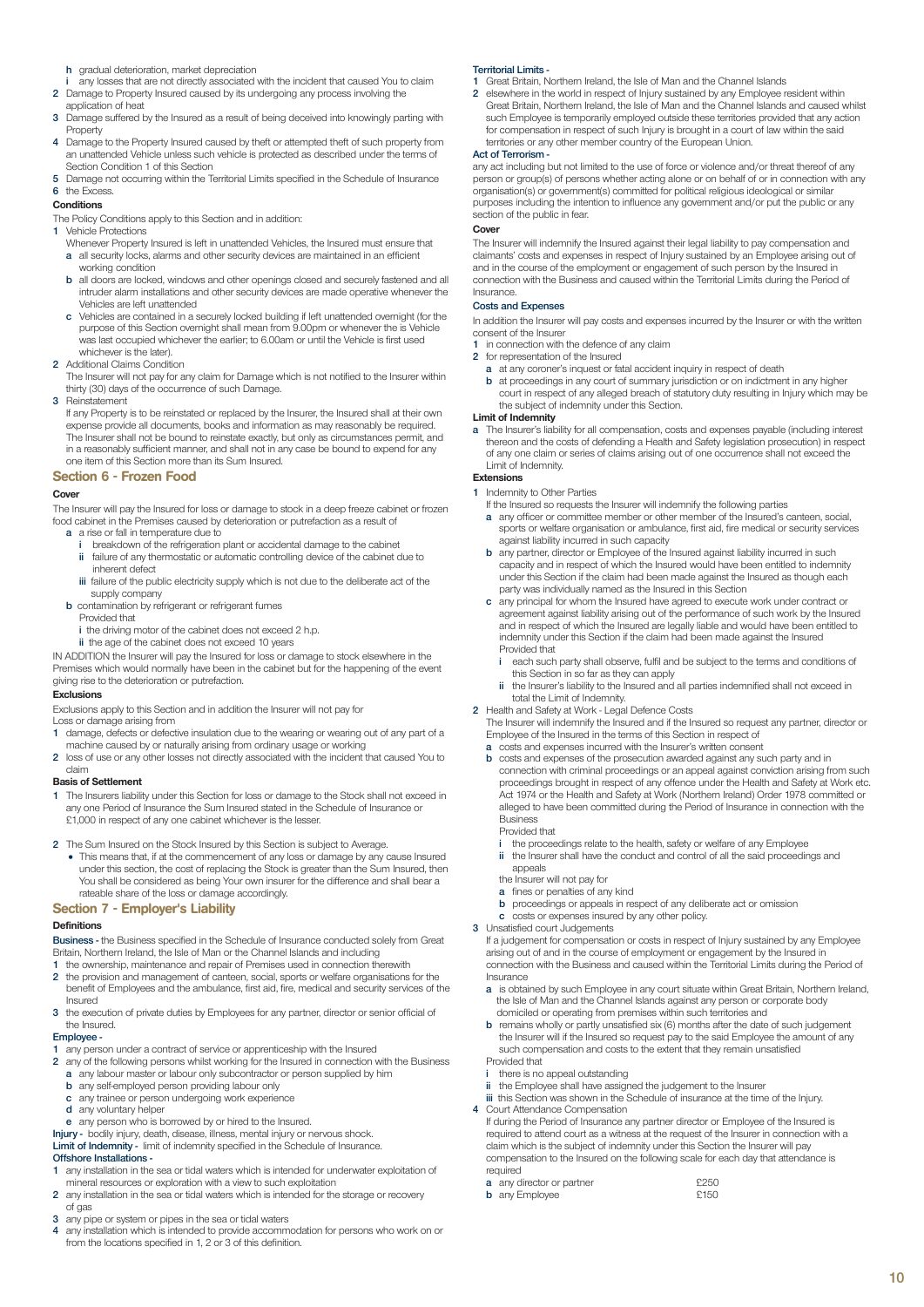**h** gradual deterioration, market depreciation

**i** any losses that are not directly associated with the incident that caused You to claim

2 Damage to Property Insured caused by its undergoing any process involving the application of heat

3 Damage suffered by the Insured as a result of being deceived into knowingly parting with Property

4 Damage to the Property Insured caused by theft or attempted theft of such property from an unattended Vehicle unless such vehicle is protected as described under the terms of Section Condition 1 of this Section

5 Damage not occurring within the Territorial Limits specified in the Schedule of Insurance

6 the Excess.

**Conditions**

The Policy Conditions apply to this Section and in addition:

1 Vehicle Protections

Whenever Property Insured is left in unattended Vehicles, the Insured must ensure that

**a** all security locks, alarms and other security devices are maintained in an efficient working condition

**b** all doors are locked, windows and other openings closed and securely fastened and all intruder alarm installations and other security devices are made operative whenever the Vehicles are left unattended

**c** Vehicles are contained in a securely locked building if left unattended overnight (for the purpose of this Section overnight shall mean from 9.00pm or whenever the is Vehicle was last occupied whichever the earlier; to 6.00am or until the Vehicle is first used whichever is the later).

2 Additional Claims Condition

The Insurer will not pay for any claim for Damage which is not notified to the Insurer within thirty (30) days of the occurrence of such Damage.

3 Reinstatement

If any Property is to be reinstated or replaced by the Insurer, the Insured shall at their own expense provide all documents, books and information as may reasonably be required. The Insurer shall not be bound to reinstate exactly, but only as circumstances permit, and in a reasonably sufficient manner, and shall not in any case be bound to expend for any one item of this Section more than its Sum Insured.

## Section 6 - Frozen Food

**Cover**

The Insurer will pay the Insured for loss or damage to stock in a deep freeze cabinet or frozen food cabinet in the Premises caused by deterioration or putrefaction as a result of

**a** a rise or fall in temperature due to

**i** breakdown of the refrigeration plant or accidental damage to the cabinet

**ii** failure of any thermostatic or automatic controlling device of the cabinet due to inherent defect

**iii** failure of the public electricity supply which is not due to the deliberate act of the supply company

**b** contamination by refrigerant or refrigerant fumes

Provided that

**i** the driving motor of the cabinet does not exceed 2 h.p.

**ii** the age of the cabinet does not exceed 10 years

IN ADDITION the Insurer will pay the Insured for loss or damage to stock elsewhere in the Premises which would normally have been in the cabinet but for the happening of the event giving rise to the deterioration or putrefaction.

**Exclusions**

Exclusions apply to this Section and in addition the Insurer will not pay for

Loss or damage arising from

1 damage, defects or defective insulation due to the wearing or wearing out of any part of a machine caused by or naturally arising from ordinary usage or working

2 loss of use or any other losses not directly associated with the incident that caused You to claim

**Basis of Settlement**

1 The Insurers liability under this Section for loss or damage to the Stock shall not exceed in any one Period of Insurance the Sum Insured stated in the Schedule of Insurance or £1,000 in respect of any one cabinet whichever is the lesser.

2 The Sum Insured on the Stock Insured by this Section is subject to Average.

- This means that, if at the commencement of any loss or damage by any cause Insured under this section, the cost of replacing the Stock is greater than the Sum Insured, then You shall be considered as being Your own insurer for the difference and shall bear a rateable share of the loss or damage accordingly.

## Section 7 - Employer's Liability

**Definitions**

**Business -** the Business specified in the Schedule of Insurance conducted solely from Great Britain, Northern Ireland, the Isle of Man or the Channel Islands and including

1 the ownership, maintenance and repair of Premises used in connection therewith

2 the provision and management of canteen, social, sports or welfare organisations for the benefit of Employees and the ambulance, first aid, fire, medical and security services of the Insured

3 the execution of private duties by Employees for any partner, director or senior official of the Insured.

**Employee -**

1 any person under a contract of service or apprenticeship with the Insured

2 any of the following persons whilst working for the Insured in connection with the Business

**a** any labour master or labour only subcontractor or person supplied by him

**b** any self-employed person providing labour only

**c** any trainee or person undergoing work experience

**d** any voluntary helper

**e** any person who is borrowed by or hired to the Insured.

**Injury -** bodily injury, death, disease, illness, mental injury or nervous shock.

**Limit of Indemnity -** limit of indemnity specified in the Schedule of Insurance.

**Offshore Installations -**

1 any installation in the sea or tidal waters which is intended for underwater exploitation of mineral resources or exploration with a view to such exploitation

2 any installation in the sea or tidal waters which is intended for the storage or recovery of gas

3 any pipe or system or pipes in the sea or tidal waters

4 any installation which is intended to provide accommodation for persons who work on or from the locations specified in 1, 2 or 3 of this definition.

**Territorial Limits -**

1 Great Britain, Northern Ireland, the Isle of Man and the Channel Islands

2 elsewhere in the world in respect of Injury sustained by any Employee resident within Great Britain, Northern Ireland, the Isle of Man and the Channel Islands and caused whilst such Employee is temporarily employed outside these territories provided that any action for compensation in respect of such Injury is brought in a court of law within the said territories or any other member country of the European Union.

**Act of Terrorism -**

any act including but not limited to the use of force or violence and/or threat thereof of any person or group(s) of persons whether acting alone or on behalf of or in connection with any organisation(s) or government(s) committed for political religious ideological or similar purposes including the intention to influence any government and/or put the public or any section of the public in fear.

**Cover**

The Insurer will indemnify the Insured against their legal liability to pay compensation and claimants' costs and expenses in respect of Injury sustained by an Employee arising out of and in the course of the employment or engagement of such person by the Insured in connection with the Business and caused within the Territorial Limits during the Period of Insurance.

**Costs and Expenses**

In addition the Insurer will pay costs and expenses incurred by the Insurer or with the written consent of the Insurer

1 in connection with the defence of any claim

2 for representation of the Insured

**a** at any coroner's inquest or fatal accident inquiry in respect of death

**b** at proceedings in any court of summary jurisdiction or on indictment in any higher court in respect of any alleged breach of statutory duty resulting in Injury which may be the subject of indemnity under this Section.

**Limit of Indemnity**

**a** The Insurer's liability for all compensation, costs and expenses payable (including interest thereon and the costs of defending a Health and Safety legislation prosecution) in respect of any one claim or series of claims arising out of one occurrence shall not exceed the Limit of Indemnity.

**Extensions**

1 Indemnity to Other Parties

If the Insured so requests the Insurer will indemnify the following parties

**a** any officer or committee member or other member of the Insured's canteen, social, sports or welfare organisation or ambulance, first aid, fire medical or security services against liability incurred in such capacity

**b** any partner, director or Employee of the Insured against liability incurred in such capacity and in respect of which the Insured would have been entitled to indemnity under this Section if the claim had been made against the Insured as though each party was individually named as the Insured in this Section

**c** any principal for whom the Insured have agreed to execute work under contract or agreement against liability arising out of the performance of such work by the Insured and in respect of which the Insured are legally liable and would have been entitled to indemnity under this Section if the claim had been made against the Insured

Provided that

**i** each such party shall observe, fulfil and be subject to the terms and conditions of this Section in so far as they can apply

**ii** the Insurer's liability to the Insured and all parties indemnified shall not exceed in total the Limit of Indemnity.

2 Health and Safety at Work - Legal Defence Costs

The Insurer will indemnify the Insured and if the Insured so request any partner, director or Employee of the Insured in the terms of this Section in respect of

**a** costs and expenses incurred with the Insurer's written consent

**b** costs and expenses of the prosecution awarded against any such party and in connection with criminal proceedings or an appeal against conviction arising from such proceedings brought in respect of any offence under the Health and Safety at Work etc. Act 1974 or the Health and Safety at Work (Northern Ireland) Order 1978 committed or alleged to have been committed during the Period of Insurance in connection with the Business

Provided that

**i** the proceedings relate to the health, safety or welfare of any Employee

**ii** the Insurer shall have the conduct and control of all the said proceedings and appeals

the Insurer will not pay for

**a** fines or penalties of any kind

**b** proceedings or appeals in respect of any deliberate act or omission

**c** costs or expenses insured by any other policy.

3 Unsatisfied court Judgements

If a judgement for compensation or costs in respect of Injury sustained by any Employee arising out of and in the course of employment or engagement by the Insured in connection with the Business and caused within the Territorial Limits during the Period of Insurance

**a** is obtained by such Employee in any court situate within Great Britain, Northern Ireland, the Isle of Man and the Channel Islands against any person or corporate body domiciled or operating from premises within such territories and

**b** remains wholly or partly unsatisfied six (6) months after the date of such judgement the Insurer will if the Insured so request pay to the said Employee the amount of any such compensation and costs to the extent that they remain unsatisfied

Provided that

**i** there is no appeal outstanding

**ii** the Employee shall have assigned the judgement to the Insurer

**iii** this Section was shown in the Schedule of insurance at the time of the Injury.

4 Court Attendance Compensation

If during the Period of Insurance any partner director or Employee of the Insured is required to attend court as a witness at the request of the Insurer in connection with a claim which is the subject of indemnity under this Section the Insurer will pay compensation to the Insured on the following scale for each day that attendance is required

| | |
|---|---|
| **a** any director or partner | £250 |
| **b** any Employee | £150 |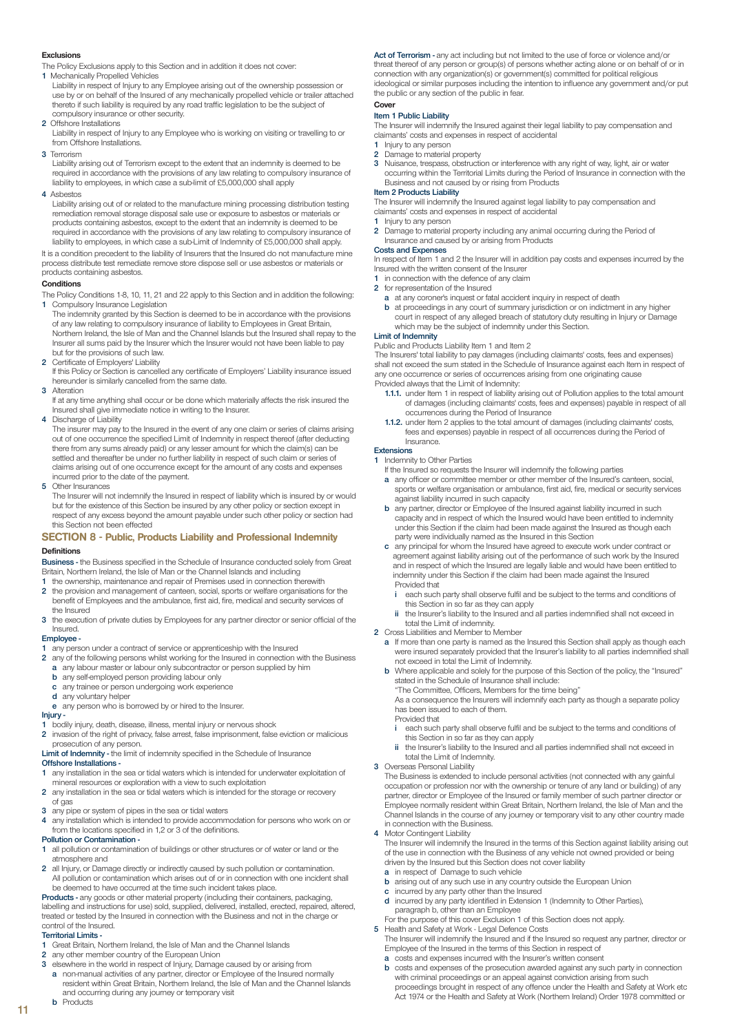**Exclusions**

The Policy Exclusions apply to this Section and in addition it does not cover:

1 Mechanically Propelled Vehicles

Liability in respect of Injury to any Employee arising out of the ownership possession or use by or on behalf of the Insured of any mechanically propelled vehicle or trailer attached thereto if such liability is required by any road traffic legislation to be the subject of compulsory insurance or other security.

2 Offshore Installations

Liability in respect of Injury to any Employee who is working on visiting or travelling to or from Offshore Installations.

3 Terrorism

Liability arising out of Terrorism except to the extent that an indemnity is deemed to be required in accordance with the provisions of any law relating to compulsory insurance of liability to employees, in which case a sub-limit of £5,000,000 shall apply

4 Asbestos

Liability arising out of or related to the manufacture mining processing distribution testing remediation removal storage disposal sale use or exposure to asbestos or materials or products containing asbestos, except to the extent that an indemnity is deemed to be required in accordance with the provisions of any law relating to compulsory insurance of liability to employees, in which case a sub-Limit of Indemnity of £5,000,000 shall apply.

It is a condition precedent to the liability of Insurers that the Insured do not manufacture mine process distribute test remediate remove store dispose sell or use asbestos or materials or products containing asbestos.

**Conditions**

The Policy Conditions 1-8, 10, 11, 21 and 22 apply to this Section and in addition the following:

1 Compulsory Insurance Legislation

The indemnity granted by this Section is deemed to be in accordance with the provisions of any law relating to compulsory insurance of liability to Employees in Great Britain, Northern Ireland, the Isle of Man and the Channel Islands but the Insured shall repay to the Insurer all sums paid by the Insurer which the Insurer would not have been liable to pay but for the provisions of such law.

2 Certificate of Employers' Liability

If this Policy or Section is cancelled any certificate of Employers' Liability insurance issued hereunder is similarly cancelled from the same date.

3 Alteration

If at any time anything shall occur or be done which materially affects the risk insured the Insured shall give immediate notice in writing to the Insurer.

4 Discharge of Liability

The insurer may pay to the Insured in the event of any one claim or series of claims arising out of one occurrence the specified Limit of Indemnity in respect thereof (after deducting there from any sums already paid) or any lesser amount for which the claim(s) can be settled and thereafter be under no further liability in respect of such claim or series of claims arising out of one occurrence except for the amount of any costs and expenses incurred prior to the date of the payment.

5 Other Insurances

The Insurer will not indemnify the Insured in respect of liability which is insured by or would but for the existence of this Section be insured by any other policy or section except in respect of any excess beyond the amount payable under such other policy or section had this Section not been effected

## SECTION 8 - Public, Products Liability and Professional Indemnity

**Definitions**

**Business -** the Business specified in the Schedule of Insurance conducted solely from Great Britain, Northern Ireland, the Isle of Man or the Channel Islands and including

1 the ownership, maintenance and repair of Premises used in connection therewith
2 the provision and management of canteen, social, sports or welfare organisations for the benefit of Employees and the ambulance, first aid, fire, medical and security services of the Insured
3 the execution of private duties by Employees for any partner director or senior official of the Insured.

**Employee -**

1 any person under a contract of service or apprenticeship with the Insured
2 any of the following persons whilst working for the Insured in connection with the Business
   a any labour master or labour only subcontractor or person supplied by him
   b any self-employed person providing labour only
   c any trainee or person undergoing work experience
   d any voluntary helper
   e any person who is borrowed by or hired to the Insurer.

**Injury -**

1 bodily injury, death, disease, illness, mental injury or nervous shock
2 invasion of the right of privacy, false arrest, false imprisonment, false eviction or malicious prosecution of any person.

**Limit of Indemnity -** the limit of indemnity specified in the Schedule of Insurance

**Offshore Installations -**

1 any installation in the sea or tidal waters which is intended for underwater exploitation of mineral resources or exploration with a view to such exploitation
2 any installation in the sea or tidal waters which is intended for the storage or recovery of gas
3 any pipe or system of pipes in the sea or tidal waters
4 any installation which is intended to provide accommodation for persons who work on or from the locations specified in 1,2 or 3 of the definitions.

**Pollution or Contamination -**

1 all pollution or contamination of buildings or other structures or of water or land or the atmosphere and
2 all Injury, or Damage directly or indirectly caused by such pollution or contamination. All pollution or contamination which arises out of or in connection with one incident shall be deemed to have occurred at the time such incident takes place.

**Products -** any goods or other material property (including their containers, packaging, labelling and instructions for use) sold, supplied, delivered, installed, erected, repaired, altered, treated or tested by the Insured in connection with the Business and not in the charge or control of the Insured.

**Territorial Limits -**

1 Great Britain, Northern Ireland, the Isle of Man and the Channel Islands
2 any other member country of the European Union
3 elsewhere in the world in respect of Injury, Damage caused by or arising from
   a non-manual activities of any partner, director or Employee of the Insured normally resident within Great Britain, Northern Ireland, the Isle of Man and the Channel Islands and occurring during any journey or temporary visit
   b Products

**Act of Terrorism -** any act including but not limited to the use of force or violence and/or threat thereof of any person or group(s) of persons whether acting alone or on behalf of or in connection with any organization(s) or government(s) committed for political religious ideological or similar purposes including the intention to influence any government and/or put the public or any section of the public in fear.

**Cover**

**Item 1 Public Liability**

The Insurer will indemnify the Insured against their legal liability to pay compensation and claimants' costs and expenses in respect of accidental

1 Injury to any person
2 Damage to material property
3 Nuisance, trespass, obstruction or interference with any right of way, light, air or water occurring within the Territorial Limits during the Period of Insurance in connection with the Business and not caused by or rising from Products

**Item 2 Products Liability**

The Insurer will indemnify the Insured against legal liability to pay compensation and claimants' costs and expenses in respect of accidental

1 Injury to any person
2 Damage to material property including any animal occurring during the Period of Insurance and caused by or arising from Products

**Costs and Expenses**

In respect of Item 1 and 2 the Insurer will in addition pay costs and expenses incurred by the Insured with the written consent of the Insurer

1 in connection with the defence of any claim
2 for representation of the Insured
   a at any coroner's inquest or fatal accident inquiry in respect of death
   b at proceedings in any court of summary jurisdiction or on indictment in any higher court in respect of any alleged breach of statutory duty resulting in Injury or Damage which may be the subject of indemnity under this Section.

**Limit of Indemnity**

Public and Products Liability Item 1 and Item 2

The Insurers' total liability to pay damages (including claimants' costs, fees and expenses) shall not exceed the sum stated in the Schedule of Insurance against each Item in respect of any one occurrence or series of occurrences arising from one originating cause

Provided always that the Limit of Indemnity:

1.1.1. under Item 1 in respect of liability arising out of Pollution applies to the total amount of damages (including claimants' costs, fees and expenses) payable in respect of all occurrences during the Period of Insurance

1.1.2. under Item 2 applies to the total amount of damages (including claimants' costs, fees and expenses) payable in respect of all occurrences during the Period of Insurance.

**Extensions**

1 Indemnity to Other Parties

If the Insured so requests the Insurer will indemnify the following parties

   a any officer or committee member or other member of the Insured's canteen, social, sports or welfare organisation or ambulance, first aid, fire, medical or security services against liability incurred in such capacity
   b any partner, director or Employee of the Insured against liability incurred in such capacity and in respect of which the Insured would have been entitled to indemnity under this Section if the claim had been made against the Insured as though each party were individually named as the Insured in this Section
   c any principal for whom the Insured have agreed to execute work under contract or agreement against liability arising out of the performance of such work by the Insured and in respect of which the Insured are legally liable and would have been entitled to indemnity under this Section if the claim had been made against the Insured

   Provided that

   i each such party shall observe fulfil and be subject to the terms and conditions of this Section in so far as they can apply
   ii the Insurer's liability to the Insured and all parties indemnified shall not exceed in total the Limit of indemnity.

2 Cross Liabilities and Member to Member
   a If more than one party is named as the Insured this Section shall apply as though each were insured separately provided that the Insurer's liability to all parties indemnified shall not exceed in total the Limit of Indemnity.
   b Where applicable and solely for the purpose of this Section of the policy, the "Insured" stated in the Schedule of Insurance shall include:

   "The Committee, Officers, Members for the time being"

   As a consequence the Insurers will indemnify each party as though a separate policy has been issued to each of them.

   Provided that

   i each such party shall observe fulfil and be subject to the terms and conditions of this Section in so far as they can apply
   ii the Insurer's liability to the Insured and all parties indemnified shall not exceed in total the Limit of Indemnity.

3 Overseas Personal Liability

The Business is extended to include personal activities (not connected with any gainful occupation or profession nor with the ownership or tenure of any land or building) of any partner, director or Employee of the Insured or family member of such partner director or Employee normally resident within Great Britain, Northern Ireland, the Isle of Man and the Channel Islands in the course of any journey or temporary visit to any other country made in connection with the Business.

4 Motor Contingent Liability

The Insurer will indemnify the Insured in the terms of this Section against liability arising out of the use in connection with the Business of any vehicle not owned provided or being driven by the Insured but this Section does not cover liability

   a in respect of Damage to such vehicle
   b arising out of any such use in any country outside the European Union
   c incurred by any party other than the Insured
   d incurred by any party identified in Extension 1 (Indemnity to Other Parties), paragraph b, other than an Employee

For the purpose of this cover Exclusion 1 of this Section does not apply.

5 Health and Safety at Work - Legal Defence Costs

The Insurer will indemnify the Insured and if the Insured so request any partner, director or Employee of the Insured in the terms of this Section in respect of

   a costs and expenses incurred with the Insurer's written consent
   b costs and expenses of the prosecution awarded against any such party in connection with criminal proceedings or an appeal against conviction arising from such proceedings brought in respect of any offence under the Health and Safety at Work etc Act 1974 or the Health and Safety at Work (Northern Ireland) Order 1978 committed or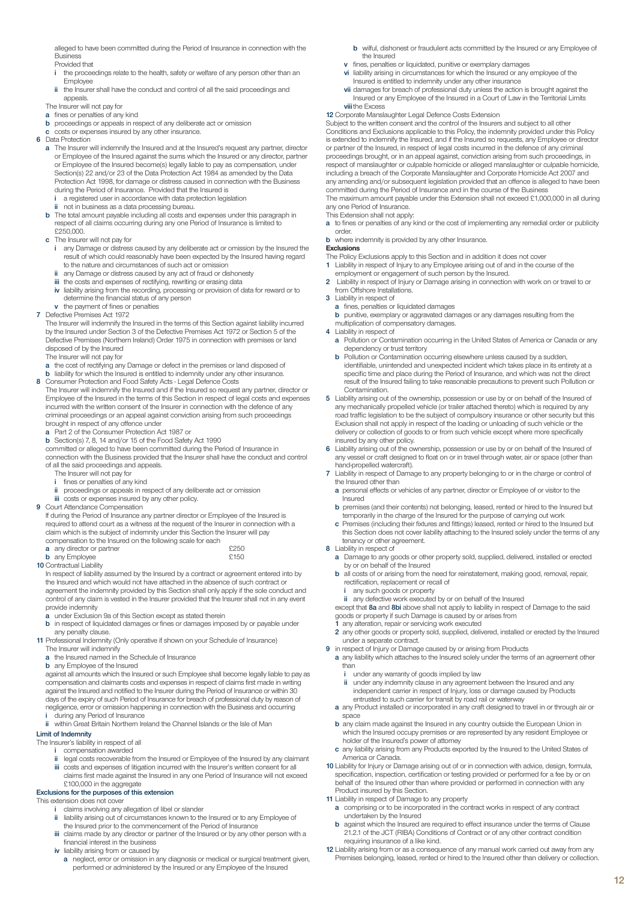alleged to have been committed during the Period of Insurance in connection with the Business

Provided that

i the proceedings relate to the health, safety or welfare of any person other than an Employee

ii the Insurer shall have the conduct and control of all the said proceedings and appeals.

The Insurer will not pay for

a fines or penalties of any kind

b proceedings or appeals in respect of any deliberate act or omission

c costs or expenses insured by any other insurance.

6 Data Protection

a The Insurer will indemnify the Insured and at the Insured's request any partner, director or Employee of the Insured against the sums which the Insured or any director, partner or Employee of the Insured become(s) legally liable to pay as compensation, under Section(s) 22 and/or 23 of the Data Protection Act 1984 as amended by the Data Protection Act 1998, for damage or distress caused in connection with the Business during the Period of Insurance. Provided that the Insured is

i a registered user in accordance with data protection legislation

ii not in business as a data processing bureau.

b The total amount payable including all costs and expenses under this paragraph in respect of all claims occurring during any one Period of Insurance is limited to £250,000.

c The Insurer will not pay for

i any Damage or distress caused by any deliberate act or omission by the Insured the result of which could reasonably have been expected by the Insured having regard to the nature and circumstances of such act or omission

ii any Damage or distress caused by any act of fraud or dishonesty

iii the costs and expenses of rectifying, rewriting or erasing data

iv liability arising from the recording, processing or provision of data for reward or to determine the financial status of any person

v the payment of fines or penalties

7 Defective Premises Act 1972

The Insurer will indemnify the Insured in the terms of this Section against liability incurred by the Insured under Section 3 of the Defective Premises Act 1972 or Section 5 of the Defective Premises (Northern Ireland) Order 1975 in connection with premises or land disposed of by the Insured

The Insurer will not pay for

a the cost of rectifying any Damage or defect in the premises or land disposed of

b liability for which the Insured is entitled to indemnity under any other insurance.

8 Consumer Protection and Food Safety Acts - Legal Defence Costs

The Insurer will indemnify the Insured and if the Insured so request any partner, director or Employee of the Insured in the terms of this Section in respect of legal costs and expenses incurred with the written consent of the Insurer in connection with the defence of any criminal proceedings or an appeal against conviction arising from such proceedings brought in respect of any offence under

a Part 2 of the Consumer Protection Act 1987 or

b Section(s) 7, 8, 14 and/or 15 of the Food Safety Act 1990

committed or alleged to have been committed during the Period of Insurance in connection with the Business provided that the Insurer shall have the conduct and control of all the said proceedings and appeals.

The Insurer will not pay for

i fines or penalties of any kind

ii proceedings or appeals in respect of any deliberate act or omission

iii costs or expenses insured by any other policy.

9 Court Attendance Compensation

If during the Period of Insurance any partner director or Employee of the Insured is required to attend court as a witness at the request of the Insurer in connection with a claim which is the subject of indemnity under this Section the Insurer will pay compensation to the Insured on the following scale for each

| | |
|---|---|
| a any director or partner | £250 |
| b any Employee | £150 |

10 Contractual Liability

In respect of liability assumed by the Insured by a contract or agreement entered into by the Insured and which would not have attached in the absence of such contract or agreement the indemnity provided by this Section shall only apply if the sole conduct and control of any claim is vested in the Insurer provided that the Insurer shall not in any event provide indemnity

a under Exclusion 9a of this Section except as stated therein

b in respect of liquidated damages or fines or damages imposed by or payable under any penalty clause.

11 Professional Indemnity (Only operative if shown on your Schedule of Insurance)

The Insurer will indemnify

a the Insured named in the Schedule of Insurance

b any Employee of the Insured

against all amounts which the Insured or such Employee shall become legally liable to pay as compensation and claimants costs and expenses in respect of claims first made in writing against the Insured and notified to the Insurer during the Period of Insurance or within 30 days of the expiry of such Period of Insurance for breach of professional duty by reason of negligence, error or omission happening in connection with the Business and occurring

i during any Period of Insurance

ii within Great Britain Northern Ireland the Channel Islands or the Isle of Man

**Limit of Indemnity**

The Insurer's liability in respect of all

i compensation awarded

ii legal costs recoverable from the Insured or Employee of the Insured by any claimant

iii costs and expenses of litigation incurred with the Insurer's written consent for all claims first made against the Insured in any one Period of Insurance will not exceed £100,000 in the aggregate

**Exclusions for the purposes of this extension**

This extension does not cover

i claims involving any allegation of libel or slander

ii liability arising out of circumstances known to the Insured or to any Employee of the Insured prior to the commencement of the Period of Insurance

iii claims made by any director or partner of the Insured or by any other person with a financial interest in the business

iv liability arising from or caused by

a neglect, error or omission in any diagnosis or medical or surgical treatment given, performed or administered by the Insured or any Employee of the Insured

b wilful, dishonest or fraudulent acts committed by the Insured or any Employee of the Insured

v fines, penalties or liquidated, punitive or exemplary damages

vi liability arising in circumstances for which the Insured or any employee of the Insured is entitled to indemnity under any other insurance

vii damages for breach of professional duty unless the action is brought against the Insured or any Employee of the Insured in a Court of Law in the Territorial Limits

viii the Excess

12 Corporate Manslaughter Legal Defence Costs Extension

Subject to the written consent and the control of the Insurers and subject to all other Conditions and Exclusions applicable to this Policy, the indemnity provided under this Policy is extended to indemnify the Insured, and if the Insured so requests, any Employee or director or partner of the Insured, in respect of legal costs incurred in the defence of any criminal proceedings brought, or in an appeal against, conviction arising from such proceedings, in respect of manslaughter or culpable homicide or alleged manslaughter or culpable homicide, including a breach of the Corporate Manslaughter and Corporate Homicide Act 2007 and any amending and/or subsequent legislation provided that an offence is alleged to have been committed during the Period of Insurance and in the course of the Business

The maximum amount payable under this Extension shall not exceed £1,000,000 in all during any one Period of Insurance.

This Extension shall not apply:

a to fines or penalties of any kind or the cost of implementing any remedial order or publicity order.

b where indemnity is provided by any other insurance.

**Exclusions**

The Policy Exclusions apply to this Section and in addition it does not cover

1 Liability in respect of Injury to any Employee arising out of and in the course of the employment or engagement of such person by the Insured.

2 Liability in respect of Injury or Damage arising in connection with work on or travel to or from Offshore Installations.

3 Liability in respect of

a fines, penalties or liquidated damages

b punitive, exemplary or aggravated damages or any damages resulting from the multiplication of compensatory damages.

4 Liability in respect of

a Pollution or Contamination occurring in the United States of America or Canada or any dependency or trust territory

b Pollution or Contamination occurring elsewhere unless caused by a sudden, identifiable, unintended and unexpected incident which takes place in its entirety at a specific time and place during the Period of Insurance, and which was not the direct result of the Insured failing to take reasonable precautions to prevent such Pollution or Contamination.

5 Liability arising out of the ownership, possession or use by or on behalf of the Insured of any mechanically propelled vehicle (or trailer attached thereto) which is required by any road traffic legislation to be the subject of compulsory insurance or other security but this Exclusion shall not apply in respect of the loading or unloading of such vehicle or the delivery or collection of goods to or from such vehicle except where more specifically insured by any other policy.

6 Liability arising out of the ownership, possession or use by or on behalf of the Insured of any vessel or craft designed to float on or in travel through water, air or space (other than hand-propelled watercraft).

7 Liability in respect of Damage to any property belonging to or in the charge or control of the Insured other than

a personal effects or vehicles of any partner, director or Employee of or visitor to the Insured

b premises (and their contents) not belonging, leased, rented or hired to the Insured but temporarily in the charge of the Insured for the purpose of carrying out work

c Premises (including their fixtures and fittings) leased, rented or hired to the Insured but this Section does not cover liability attaching to the Insured solely under the terms of any tenancy or other agreement.

8 Liability in respect of

a Damage to any goods or other property sold, supplied, delivered, installed or erected by or on behalf of the Insured

b all costs of or arising from the need for reinstatement, making good, removal, repair, rectification, replacement or recall of

i any such goods or property

ii any defective work executed by or on behalf of the Insured

except that **8a** and **8bi** above shall not apply to liability in respect of Damage to the said goods or property if such Damage is caused by or arises from

1 any alteration, repair or servicing work executed

2 any other goods or property sold, supplied, delivered, installed or erected by the Insured under a separate contract.

9 in respect of Injury or Damage caused by or arising from Products

a any liability which attaches to the Insured solely under the terms of an agreement other than

i under any warranty of goods implied by law

ii under any indemnity clause in any agreement between the Insured and any independent carrier in respect of Injury, loss or damage caused by Products entrusted to such carrier for transit by road rail or waterway

a any Product installed or incorporated in any craft designed to travel in or through air or space

b any claim made against the Insured in any country outside the European Union in which the Insured occupy premises or are represented by any resident Employee or holder of the Insured's power of attorney

c any liability arising from any Products exported by the Insured to the United States of America or Canada.

10 Liability for Injury or Damage arising out of or in connection with advice, design, formula, specification, inspection, certification or testing provided or performed for a fee by or on behalf of the Insured other than where provided or performed in connection with any Product insured by this Section.

11 Liability in respect of Damage to any property

a comprising or to be incorporated in the contract works in respect of any contract undertaken by the Insured

b against which the Insured are required to effect insurance under the terms of Clause 21.2.1 of the JCT (RIBA) Conditions of Contract or of any other contract condition requiring insurance of a like kind.

12 Liability arising from or as a consequence of any manual work carried out away from any Premises belonging, leased, rented or hired to the Insured other than delivery or collection.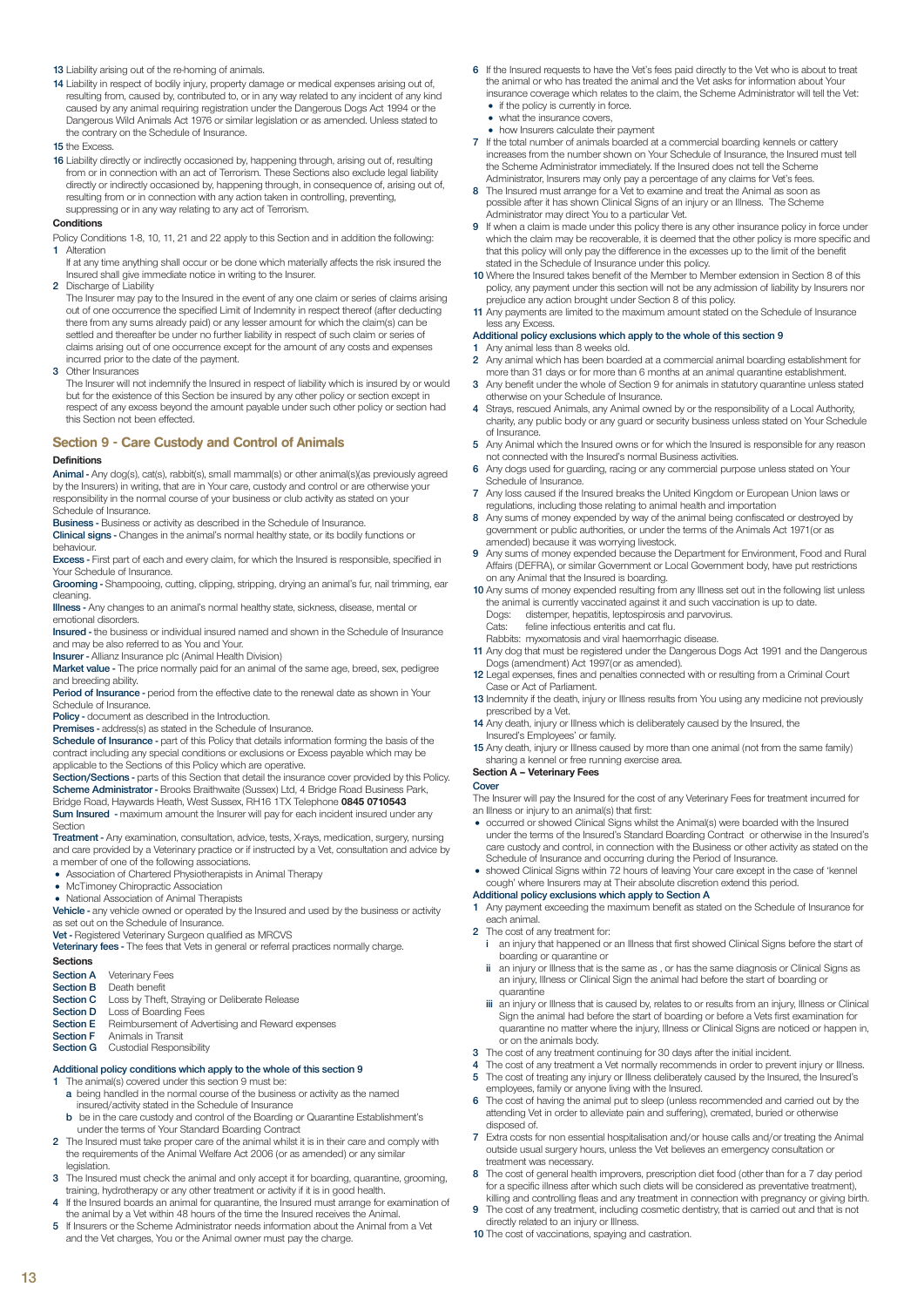13 Liability arising out of the re-homing of animals.

14 Liability in respect of bodily injury, property damage or medical expenses arising out of, resulting from, caused by, contributed to, or in any way related to any incident of any kind caused by any animal requiring registration under the Dangerous Dogs Act 1994 or the Dangerous Wild Animals Act 1976 or similar legislation or as amended. Unless stated to the contrary on the Schedule of Insurance.

15 the Excess.

16 Liability directly or indirectly occasioned by, happening through, arising out of, resulting from or in connection with an act of Terrorism. These Sections also exclude legal liability directly or indirectly occasioned by, happening through, in consequence of, arising out of, resulting from or in connection with any action taken in controlling, preventing, suppressing or in any way relating to any act of Terrorism.

**Conditions**

Policy Conditions 1-8, 10, 11, 21 and 22 apply to this Section and in addition the following:

1 Alteration
If at any time anything shall occur or be done which materially affects the risk insured the Insured shall give immediate notice in writing to the Insurer.

2 Discharge of Liability
The Insurer may pay to the Insured in the event of any one claim or series of claims arising out of one occurrence the specified Limit of Indemnity in respect thereof (after deducting there from any sums already paid) or any lesser amount for which the claim(s) can be settled and thereafter be under no further liability in respect of such claim or series of claims arising out of one occurrence except for the amount of any costs and expenses incurred prior to the date of the payment.

3 Other Insurances
The Insurer will not indemnify the Insured in respect of liability which is insured by or would but for the existence of this Section be insured by any other policy or section except in respect of any excess beyond the amount payable under such other policy or section had this Section not been effected.

## Section 9 - Care Custody and Control of Animals

**Definitions**

**Animal** - Any dog(s), cat(s), rabbit(s), small mammal(s) or other animal(s)(as previously agreed by the Insurers) in writing, that are in Your care, custody and control or are otherwise your responsibility in the normal course of your business or club activity as stated on your Schedule of Insurance.

**Business** - Business or activity as described in the Schedule of Insurance.

**Clinical signs** - Changes in the animal's normal healthy state, or its bodily functions or behaviour.

**Excess** - First part of each and every claim, for which the Insured is responsible, specified in Your Schedule of Insurance.

**Grooming** - Shampooing, cutting, clipping, stripping, drying an animal's fur, nail trimming, ear cleaning.

**Illness** - Any changes to an animal's normal healthy state, sickness, disease, mental or emotional disorders.

**Insured** - the business or individual insured named and shown in the Schedule of Insurance and may be also referred to as You and Your.

**Insurer** - Allianz Insurance plc (Animal Health Division)

**Market value** - The price normally paid for an animal of the same age, breed, sex, pedigree and breeding ability.

**Period of Insurance** - period from the effective date to the renewal date as shown in Your Schedule of Insurance.

**Policy** - document as described in the Introduction.

**Premises** - address(s) as stated in the Schedule of Insurance.

**Schedule of Insurance** - part of this Policy that details information forming the basis of the contract including any special conditions or exclusions or Excess payable which may be applicable to the Sections of this Policy which are operative.

**Section/Sections** - parts of this Section that detail the insurance cover provided by this Policy.

**Scheme Administrator** - Brooks Braithwaite (Sussex) Ltd, 4 Bridge Road Business Park, Bridge Road, Haywards Heath, West Sussex, RH16 1TX Telephone **0845 0710543**

**Sum Insured** - maximum amount the Insurer will pay for each incident insured under any Section

**Treatment** - Any examination, consultation, advice, tests, X-rays, medication, surgery, nursing and care provided by a Veterinary practice or if instructed by a Vet, consultation and advice by a member of one of the following associations.

- Association of Chartered Physiotherapists in Animal Therapy
- McTimoney Chiropractic Association
- National Association of Animal Therapists

**Vehicle** - any vehicle owned or operated by the Insured and used by the business or activity as set out on the Schedule of Insurance.

**Vet** - Registered Veterinary Surgeon qualified as MRCVS

**Veterinary fees** - The fees that Vets in general or referral practices normally charge.

**Sections**

**Section A** Veterinary Fees
**Section B** Death benefit
**Section C** Loss by Theft, Straying or Deliberate Release
**Section D** Loss of Boarding Fees
**Section E** Reimbursement of Advertising and Reward expenses
**Section F** Animals in Transit
**Section G** Custodial Responsibility

### Additional policy conditions which apply to the whole of this section 9

1 The animal(s) covered under this section 9 must be:
   a being handled in the normal course of the business or activity as the named insured/activity stated in the Schedule of Insurance
   b be in the care custody and control of the Boarding or Quarantine Establishment's under the terms of Your Standard Boarding Contract

2 The Insured must take proper care of the animal whilst it is in their care and comply with the requirements of the Animal Welfare Act 2006 (or as amended) or any similar legislation.

3 The Insured must check the animal and only accept it for boarding, quarantine, grooming, training, hydrotherapy or any other treatment or activity if it is in good health.

4 If the Insured boards an animal for quarantine, the Insured must arrange for examination of the animal by a Vet within 48 hours of the time the Insured receives the Animal.

5 If Insurers or the Scheme Administrator needs information about the Animal from a Vet and the Vet charges, You or the Animal owner must pay the charge.

6 If the Insured requests to have the Vet's fees paid directly to the Vet who is about to treat the animal or who has treated the animal and the Vet asks for information about Your insurance coverage which relates to the claim, the Scheme Administrator will tell the Vet:
   - if the policy is currently in force.
   - what the insurance covers,
   - how Insurers calculate their payment

7 If the total number of animals boarded at a commercial boarding kennels or cattery increases from the number shown on Your Schedule of Insurance, the Insured must tell the Scheme Administrator immediately. If the Insured does not tell the Scheme Administrator, Insurers may only pay a percentage of any claims for Vet's fees.

8 The Insured must arrange for a Vet to examine and treat the Animal as soon as possible after it has shown Clinical Signs of an injury or an Illness. The Scheme Administrator may direct You to a particular Vet.

9 If when a claim is made under this policy there is any other insurance policy in force under which the claim may be recoverable, it is deemed that the other policy is more specific and that this policy will only pay the difference in the excesses up to the limit of the benefit stated in the Schedule of Insurance under this policy.

10 Where the Insured takes benefit of the Member to Member extension in Section 8 of this policy, any payment under this section will not be any admission of liability by Insurers nor prejudice any action brought under Section 8 of this policy.

11 Any payments are limited to the maximum amount stated on the Schedule of Insurance less any Excess.

### Additional policy exclusions which apply to the whole of this section 9

1 Any animal less than 8 weeks old.

2 Any animal which has been boarded at a commercial animal boarding establishment for more than 31 days or for more than 6 months at an animal quarantine establishment.

3 Any benefit under the whole of Section 9 for animals in statutory quarantine unless stated otherwise on your Schedule of Insurance.

4 Strays, rescued Animals, any Animal owned by or the responsibility of a Local Authority, charity, any public body or any guard or security business unless stated on Your Schedule of Insurance.

5 Any Animal which the Insured owns or for which the Insured is responsible for any reason not connected with the Insured's normal Business activities.

6 Any dogs used for guarding, racing or any commercial purpose unless stated on Your Schedule of Insurance.

7 Any loss caused if the Insured breaks the United Kingdom or European Union laws or regulations, including those relating to animal health and importation

8 Any sums of money expended by way of the animal being confiscated or destroyed by government or public authorities, or under the terms of the Animals Act 1971(or as amended) because it was worrying livestock.

9 Any sums of money expended because the Department for Environment, Food and Rural Affairs (DEFRA), or similar Government or Local Government body, have put restrictions on any Animal that the Insured is boarding.

10 Any sums of money expended resulting from any Illness set out in the following list unless the animal is currently vaccinated against it and such vaccination is up to date.
   Dogs: distemper, hepatitis, leptospirosis and parvovirus.
   Cats: feline infectious enteritis and cat flu.
   Rabbits: myxomatosis and viral haemorrhagic disease.

11 Any dog that must be registered under the Dangerous Dogs Act 1991 and the Dangerous Dogs (amendment) Act 1997(or as amended).

12 Legal expenses, fines and penalties connected with or resulting from a Criminal Court Case or Act of Parliament.

13 Indemnity if the death, injury or Illness results from You using any medicine not previously prescribed by a Vet.

14 Any death, injury or Illness which is deliberately caused by the Insured, the Insured's Employees' or family.

15 Any death, injury or Illness caused by more than one animal (not from the same family) sharing a kennel or free running exercise area.

### Section A – Veterinary Fees

**Cover**

The Insurer will pay the Insured for the cost of any Veterinary Fees for treatment incurred for an Illness or injury to an animal(s) that first:

- occurred or showed Clinical Signs whilst the Animal(s) were boarded with the Insured under the terms of the Insured's Standard Boarding Contract or otherwise in the Insured's care custody and control, in connection with the Business or other activity as stated on the Schedule of Insurance and occurring during the Period of Insurance.
- showed Clinical Signs within 72 hours of leaving Your care except in the case of 'kennel cough' where Insurers may at Their absolute discretion extend this period.

**Additional policy exclusions which apply to Section A**

1 Any payment exceeding the maximum benefit as stated on the Schedule of Insurance for each animal.

2 The cost of any treatment for:
   i an injury that happened or an Illness that first showed Clinical Signs before the start of boarding or quarantine or
   ii an injury or Illness that is the same as , or has the same diagnosis or Clinical Signs as an injury, Illness or Clinical Sign the animal had before the start of boarding or quarantine
   iii an injury or Illness that is caused by, relates to or results from an injury, Illness or Clinical Sign the animal had before the start of boarding or before a Vets first examination for quarantine no matter where the injury, Illness or Clinical Signs are noticed or happen in, or on the animals body.

3 The cost of any treatment continuing for 30 days after the initial incident.

4 The cost of any treatment a Vet normally recommends in order to prevent injury or Illness.

5 The cost of treating any injury or Illness deliberately caused by the Insured, the Insured's employees, family or anyone living with the Insured.

6 The cost of having the animal put to sleep (unless recommended and carried out by the attending Vet in order to alleviate pain and suffering), cremated, buried or otherwise disposed of.

7 Extra costs for non essential hospitalisation and/or house calls and/or treating the Animal outside usual surgery hours, unless the Vet believes an emergency consultation or treatment was necessary.

8 The cost of general health improvers, prescription diet food (other than for a 7 day period for a specific illness after which such diets will be considered as preventative treatment), killing and controlling fleas and any treatment in connection with pregnancy or giving birth.

9 The cost of any treatment, including cosmetic dentistry, that is carried out and that is not directly related to an injury or Illness.

10 The cost of vaccinations, spaying and castration.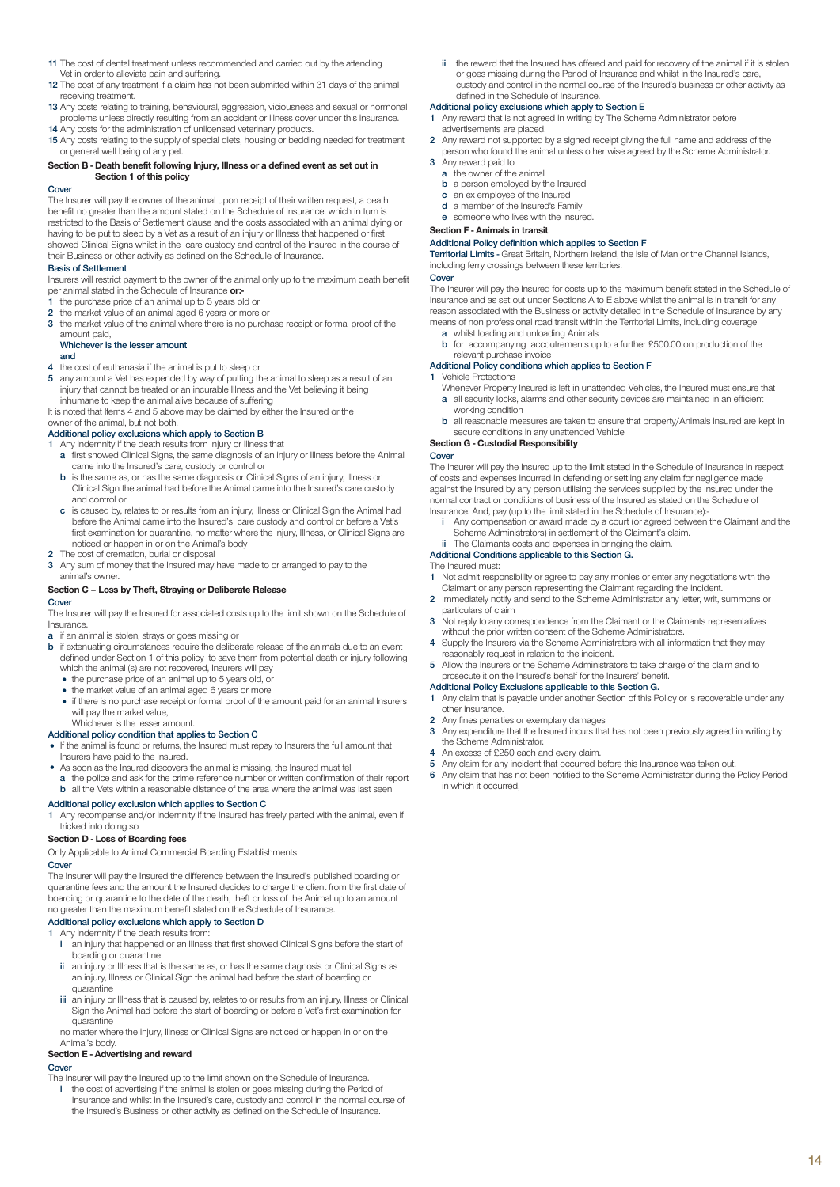11 The cost of dental treatment unless recommended and carried out by the attending Vet in order to alleviate pain and suffering.
12 The cost of any treatment if a claim has not been submitted within 31 days of the animal receiving treatment.
13 Any costs relating to training, behavioural, aggression, viciousness and sexual or hormonal problems unless directly resulting from an accident or illness cover under this insurance.
14 Any costs for the administration of unlicensed veterinary products.
15 Any costs relating to the supply of special diets, housing or bedding needed for treatment or general well being of any pet.

**Section B - Death benefit following Injury, Illness or a defined event as set out in Section 1 of this policy**

**Cover**

The Insurer will pay the owner of the animal upon receipt of their written request, a death benefit no greater than the amount stated on the Schedule of Insurance, which in turn is restricted to the Basis of Settlement clause and the costs associated with an animal dying or having to be put to sleep by a Vet as a result of an injury or Illness that happened or first showed Clinical Signs whilst in the care custody and control of the Insured in the course of their Business or other activity as defined on the Schedule of Insurance.

**Basis of Settlement**

Insurers will restrict payment to the owner of the animal only up to the maximum death benefit per animal stated in the Schedule of Insurance **or:-**

1 the purchase price of an animal up to 5 years old or
2 the market value of an animal aged 6 years or more or
3 the market value of the animal where there is no purchase receipt or formal proof of the amount paid,

**Whichever is the lesser amount**

**and**

4 the cost of euthanasia if the animal is put to sleep or
5 any amount a Vet has expended by way of putting the animal to sleep as a result of an injury that cannot be treated or an incurable Illness and the Vet believing it being inhumane to keep the animal alive because of suffering

It is noted that Items 4 and 5 above may be claimed by either the Insured or the owner of the animal, but not both.

**Additional policy exclusions which apply to Section B**

1 Any indemnity if the death results from injury or Illness that
   a first showed Clinical Signs, the same diagnosis of an injury or Illness before the Animal came into the Insured's care, custody or control or
   b is the same as, or has the same diagnosis or Clinical Signs of an injury, Illness or Clinical Sign the animal had before the Animal came into the Insured's care custody and control or
   c is caused by, relates to or results from an injury, Illness or Clinical Sign the Animal had before the Animal came into the Insured's care custody and control or before a Vet's first examination for quarantine, no matter where the injury, Illness, or Clinical Signs are noticed or happen in or on the Animal's body
2 The cost of cremation, burial or disposal
3 Any sum of money that the Insured may have made to or arranged to pay to the animal's owner.

**Section C – Loss by Theft, Straying or Deliberate Release**

**Cover**

The Insurer will pay the Insured for associated costs up to the limit shown on the Schedule of Insurance.

a if an animal is stolen, strays or goes missing or
b if extenuating circumstances require the deliberate release of the animals due to an event defined under Section 1 of this policy to save them from potential death or injury following which the animal (s) are not recovered, Insurers will pay
   - the purchase price of an animal up to 5 years old, or
   - the market value of an animal aged 6 years or more
   - if there is no purchase receipt or formal proof of the amount paid for an animal Insurers will pay the market value,

   Whichever is the lesser amount.

**Additional policy condition that applies to Section C**

- If the animal is found or returns, the Insured must repay to Insurers the full amount that Insurers have paid to the Insured.
- As soon as the Insured discovers the animal is missing, the Insured must tell
   a the police and ask for the crime reference number or written confirmation of their report
   b all the Vets within a reasonable distance of the area where the animal was last seen

**Additional policy exclusion which applies to Section C**

1 Any recompense and/or indemnity if the Insured has freely parted with the animal, even if tricked into doing so

**Section D - Loss of Boarding fees**

Only Applicable to Animal Commercial Boarding Establishments

**Cover**

The Insurer will pay the Insured the difference between the Insured's published boarding or quarantine fees and the amount the Insured decides to charge the client from the first date of boarding or quarantine to the date of the death, theft or loss of the Animal up to an amount no greater than the maximum benefit stated on the Schedule of Insurance.

**Additional policy exclusions which apply to Section D**

1 Any indemnity if the death results from:
   i an injury that happened or an Illness that first showed Clinical Signs before the start of boarding or quarantine
   ii an injury or Illness that is the same as, or has the same diagnosis or Clinical Signs as an injury, Illness or Clinical Sign the animal had before the start of boarding or quarantine
   iii an injury or Illness that is caused by, relates to or results from an injury, Illness or Clinical Sign the Animal had before the start of boarding or before a Vet's first examination for quarantine

   no matter where the injury, Illness or Clinical Signs are noticed or happen in or on the Animal's body.

**Section E - Advertising and reward**

**Cover**

The Insurer will pay the Insured up to the limit shown on the Schedule of Insurance.

i the cost of advertising if the animal is stolen or goes missing during the Period of Insurance and whilst in the Insured's care, custody and control in the normal course of the Insured's Business or other activity as defined on the Schedule of Insurance.
ii the reward that the Insured has offered and paid for recovery of the animal if it is stolen or goes missing during the Period of Insurance and whilst in the Insured's care, custody and control in the normal course of the Insured's business or other activity as defined in the Schedule of Insurance.

**Additional policy exclusions which apply to Section E**

1 Any reward that is not agreed in writing by The Scheme Administrator before advertisements are placed.
2 Any reward not supported by a signed receipt giving the full name and address of the person who found the animal unless other wise agreed by the Scheme Administrator.
3 Any reward paid to
   a the owner of the animal
   b a person employed by the Insured
   c an ex employee of the Insured
   d a member of the Insured's Family
   e someone who lives with the Insured.

**Section F - Animals in transit**

**Additional Policy definition which applies to Section F**

**Territorial Limits** - Great Britain, Northern Ireland, the Isle of Man or the Channel Islands, including ferry crossings between these territories.

**Cover**

The Insurer will pay the Insured for costs up to the maximum benefit stated in the Schedule of Insurance and as set out under Sections A to E above whilst the animal is in transit for any reason associated with the Business or activity detailed in the Schedule of Insurance by any means of non professional road transit within the Territorial Limits, including coverage

a whilst loading and unloading Animals
b for accompanying accoutrements up to a further £500.00 on production of the relevant purchase invoice

**Additional Policy conditions which applies to Section F**

1 Vehicle Protections

   Whenever Property Insured is left in unattended Vehicles, the Insured must ensure that
   a all security locks, alarms and other security devices are maintained in an efficient working condition
   b all reasonable measures are taken to ensure that property/Animals insured are kept in secure conditions in any unattended Vehicle

**Section G - Custodial Responsibility**

**Cover**

The Insurer will pay the Insured up to the limit stated in the Schedule of Insurance in respect of costs and expenses incurred in defending or settling any claim for negligence made against the Insured by any person utilising the services supplied by the Insured under the normal contract or conditions of business of the Insured as stated on the Schedule of Insurance. And, pay (up to the limit stated in the Schedule of Insurance):-

i Any compensation or award made by a court (or agreed between the Claimant and the Scheme Administrators) in settlement of the Claimant's claim.
ii The Claimants costs and expenses in bringing the claim.

**Additional Conditions applicable to this Section G.**

The Insured must:

1 Not admit responsibility or agree to pay any monies or enter any negotiations with the Claimant or any person representing the Claimant regarding the incident.
2 Immediately notify and send to the Scheme Administrator any letter, writ, summons or particulars of claim
3 Not reply to any correspondence from the Claimant or the Claimants representatives without the prior written consent of the Scheme Administrators.
4 Supply the Insurers via the Scheme Administrators with all information that they may reasonably request in relation to the incident.
5 Allow the Insurers or the Scheme Administrators to take charge of the claim and to prosecute it on the Insured's behalf for the Insurers' benefit.

**Additional Policy Exclusions applicable to this Section G.**

1 Any claim that is payable under another Section of this Policy or is recoverable under any other insurance.
2 Any fines penalties or exemplary damages
3 Any expenditure that the Insured incurs that has not been previously agreed in writing by the Scheme Administrator.
4 An excess of £250 each and every claim.
5 Any claim for any incident that occurred before this Insurance was taken out.
6 Any claim that has not been notified to the Scheme Administrator during the Policy Period in which it occurred,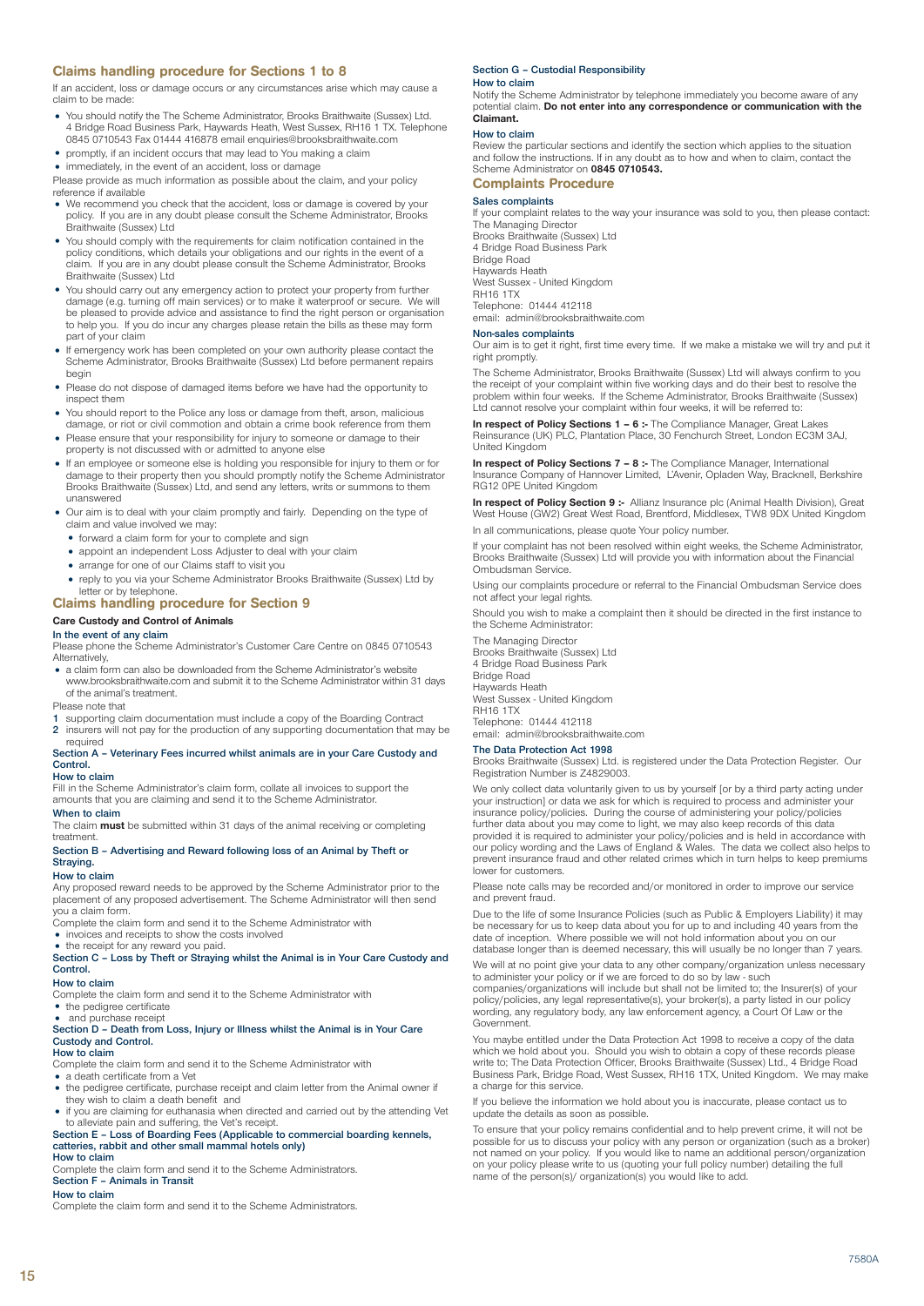## Claims handling procedure for Sections 1 to 8

If an accident, loss or damage occurs or any circumstances arise which may cause a claim to be made:

- You should notify the The Scheme Administrator, Brooks Braithwaite (Sussex) Ltd. 4 Bridge Road Business Park, Haywards Heath, West Sussex, RH16 1 TX. Telephone 0845 0710543 Fax 01444 416878 email enquiries@brooksbraithwaite.com
- promptly, if an incident occurs that may lead to You making a claim
- immediately, in the event of an accident, loss or damage

Please provide as much information as possible about the claim, and your policy reference if available

- We recommend you check that the accident, loss or damage is covered by your policy. If you are in any doubt please consult the Scheme Administrator, Brooks Braithwaite (Sussex) Ltd
- You should comply with the requirements for claim notification contained in the policy conditions, which details your obligations and our rights in the event of a claim. If you are in any doubt please consult the Scheme Administrator, Brooks Braithwaite (Sussex) Ltd
- You should carry out any emergency action to protect your property from further damage (e.g. turning off main services) or to make it waterproof or secure. We will be pleased to provide advice and assistance to find the right person or organisation to help you. If you do incur any charges please retain the bills as these may form part of your claim
- If emergency work has been completed on your own authority please contact the Scheme Administrator, Brooks Braithwaite (Sussex) Ltd before permanent repairs begin
- Please do not dispose of damaged items before we have had the opportunity to inspect them
- You should report to the Police any loss or damage from theft, arson, malicious damage, or riot or civil commotion and obtain a crime book reference from them
- Please ensure that your responsibility for injury to someone or damage to their property is not discussed with or admitted to anyone else
- If an employee or someone else is holding you responsible for injury to them or for damage to their property then you should promptly notify the Scheme Administrator Brooks Braithwaite (Sussex) Ltd, and send any letters, writs or summons to them unanswered
- Our aim is to deal with your claim promptly and fairly. Depending on the type of claim and value involved we may:
  - forward a claim form for your to complete and sign
  - appoint an independent Loss Adjuster to deal with your claim
  - arrange for one of our Claims staff to visit you
  - reply to you via your Scheme Administrator Brooks Braithwaite (Sussex) Ltd by letter or by telephone.

## Claims handling procedure for Section 9

### Care Custody and Control of Animals

**In the event of any claim**

Please phone the Scheme Administrator's Customer Care Centre on 0845 0710543 Alternatively,

- a claim form can also be downloaded from the Scheme Administrator's website www.brooksbraithwaite.com and submit it to the Scheme Administrator within 31 days of the animal's treatment.

Please note that

1. supporting claim documentation must include a copy of the Boarding Contract
2. insurers will not pay for the production of any supporting documentation that may be required

### Section A – Veterinary Fees incurred whilst animals are in your Care Custody and Control.

**How to claim**

Fill in the Scheme Administrator's claim form, collate all invoices to support the amounts that you are claiming and send it to the Scheme Administrator.

**When to claim**

The claim **must** be submitted within 31 days of the animal receiving or completing treatment.

### Section B – Advertising and Reward following loss of an Animal by Theft or Straying.

**How to claim**

Any proposed reward needs to be approved by the Scheme Administrator prior to the placement of any proposed advertisement. The Scheme Administrator will then send you a claim form.

Complete the claim form and send it to the Scheme Administrator with

- invoices and receipts to show the costs involved
- the receipt for any reward you paid.

### Section C – Loss by Theft or Straying whilst the Animal is in Your Care Custody and Control.

**How to claim**

Complete the claim form and send it to the Scheme Administrator with

- the pedigree certificate
- and purchase receipt

### Section D – Death from Loss, Injury or Illness whilst the Animal is in Your Care Custody and Control.

**How to claim**

Complete the claim form and send it to the Scheme Administrator with

- a death certificate from a Vet
- the pedigree certificate, purchase receipt and claim letter from the Animal owner if they wish to claim a death benefit and
- if you are claiming for euthanasia when directed and carried out by the attending Vet to alleviate pain and suffering, the Vet's receipt.

### Section E – Loss of Boarding Fees (Applicable to commercial boarding kennels, catteries, rabbit and other small mammal hotels only)

**How to claim**

Complete the claim form and send it to the Scheme Administrators.

### Section F – Animals in Transit

**How to claim**

Complete the claim form and send it to the Scheme Administrators.

### Section G – Custodial Responsibility

**How to claim**

Notify the Scheme Administrator by telephone immediately you become aware of any potential claim. **Do not enter into any correspondence or communication with the Claimant.**

**How to claim**

Review the particular sections and identify the section which applies to the situation and follow the instructions. If in any doubt as to how and when to claim, contact the Scheme Administrator on **0845 0710543.**

## Complaints Procedure

**Sales complaints**

If your complaint relates to the way your insurance was sold to you, then please contact:

The Managing Director
Brooks Braithwaite (Sussex) Ltd
4 Bridge Road Business Park
Bridge Road
Haywards Heath
West Sussex - United Kingdom
RH16 1TX
Telephone: 01444 412118
email: admin@brooksbraithwaite.com

**Non-sales complaints**

Our aim is to get it right, first time every time. If we make a mistake we will try and put it right promptly.

The Scheme Administrator, Brooks Braithwaite (Sussex) Ltd will always confirm to you the receipt of your complaint within five working days and do their best to resolve the problem within four weeks. If the Scheme Administrator, Brooks Braithwaite (Sussex) Ltd cannot resolve your complaint within four weeks, it will be referred to:

**In respect of Policy Sections 1 – 6 :-** The Compliance Manager, Great Lakes Reinsurance (UK) PLC, Plantation Place, 30 Fenchurch Street, London EC3M 3AJ, United Kingdom

**In respect of Policy Sections 7 – 8 :-** The Compliance Manager, International Insurance Company of Hannover Limited, L'Avenir, Opladen Way, Bracknell, Berkshire RG12 0PE United Kingdom

**In respect of Policy Section 9 :-** Allianz Insurance plc (Animal Health Division), Great West House (GW2) Great West Road, Brentford, Middlesex, TW8 9DX United Kingdom

In all communications, please quote Your policy number.

If your complaint has not been resolved within eight weeks, the Scheme Administrator, Brooks Braithwaite (Sussex) Ltd will provide you with information about the Financial Ombudsman Service.

Using our complaints procedure or referral to the Financial Ombudsman Service does not affect your legal rights.

Should you wish to make a complaint then it should be directed in the first instance to the Scheme Administrator:

The Managing Director
Brooks Braithwaite (Sussex) Ltd
4 Bridge Road Business Park
Bridge Road
Haywards Heath
West Sussex - United Kingdom
RH16 1TX
Telephone: 01444 412118
email: admin@brooksbraithwaite.com

**The Data Protection Act 1998**

Brooks Braithwaite (Sussex) Ltd. is registered under the Data Protection Register. Our Registration Number is Z4829003.

We only collect data voluntarily given to us by yourself [or by a third party acting under your instruction] or data we ask for which is required to process and administer your insurance policy/policies. During the course of administering your policy/policies further data about you may come to light, we may also keep records of this data provided it is required to administer your policy/policies and is held in accordance with our policy wording and the Laws of England & Wales. The data we collect also helps to prevent insurance fraud and other related crimes which in turn helps to keep premiums lower for customers.

Please note calls may be recorded and/or monitored in order to improve our service and prevent fraud.

Due to the life of some Insurance Policies (such as Public & Employers Liability) it may be necessary for us to keep data about you for up to and including 40 years from the date of inception. Where possible we will not hold information about you on our database longer than is deemed necessary, this will usually be no longer than 7 years.

We will at no point give your data to any other company/organization unless necessary to administer your policy or if we are forced to do so by law - such companies/organizations will include but shall not be limited to; the Insurer(s) of your policy/policies, any legal representative(s), your broker(s), a party listed in our policy wording, any regulatory body, any law enforcement agency, a Court Of Law or the Government.

You maybe entitled under the Data Protection Act 1998 to receive a copy of the data which we hold about you. Should you wish to obtain a copy of these records please write to; The Data Protection Officer, Brooks Braithwaite (Sussex) Ltd., 4 Bridge Road Business Park, Bridge Road, West Sussex, RH16 1TX, United Kingdom. We may make a charge for this service.

If you believe the information we hold about you is inaccurate, please contact us to update the details as soon as possible.

To ensure that your policy remains confidential and to help prevent crime, it will not be possible for us to discuss your policy with any person or organization (such as a broker) not named on your policy. If you would like to name an additional person/organization on your policy please write to us (quoting your full policy number) detailing the full name of the person(s)/ organization(s) you would like to add.

7580A